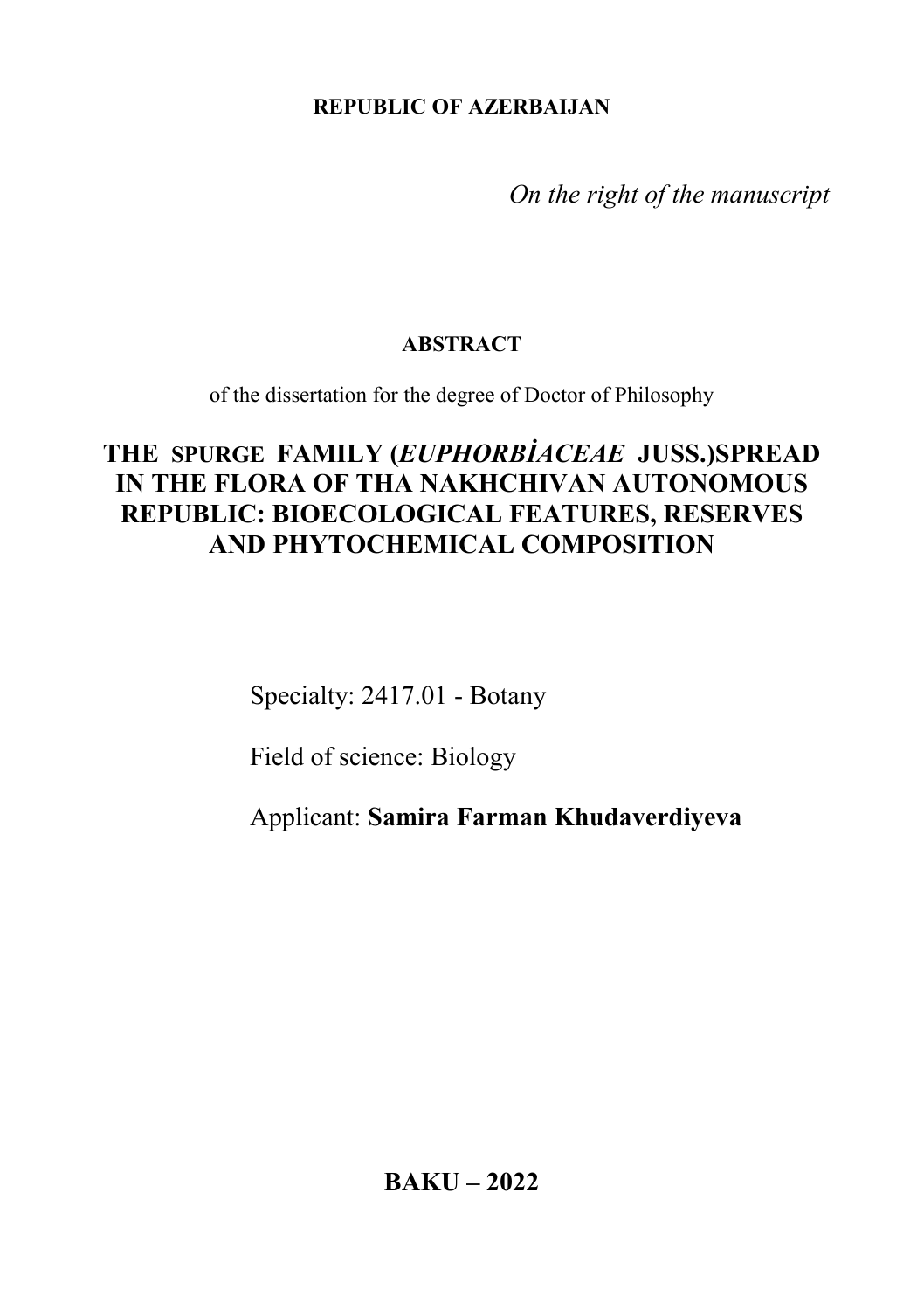**REPUBLIC OF AZERBAIJAN**

*On the right of the manuscript*

**ABSTRACT**

of the dissertation for the degree of Doctor of Philosophy

# THE SPURGE FAMILY (*EUPHORBİACEAE* JUSS.)SPREAD IN THE FLORA OF THA NAKHCHIVAN AUTONOMOUS REPUBLIC: BIOECOLOGICAL FEATURES, RESERVES AND PHYTOCHEMICAL COMPOSITION

Specialty: 2417.01 - Botany

Field of science: Biology

Applicant: **Samira Farman Khudaverdiyeva**

**BAKU – 2022**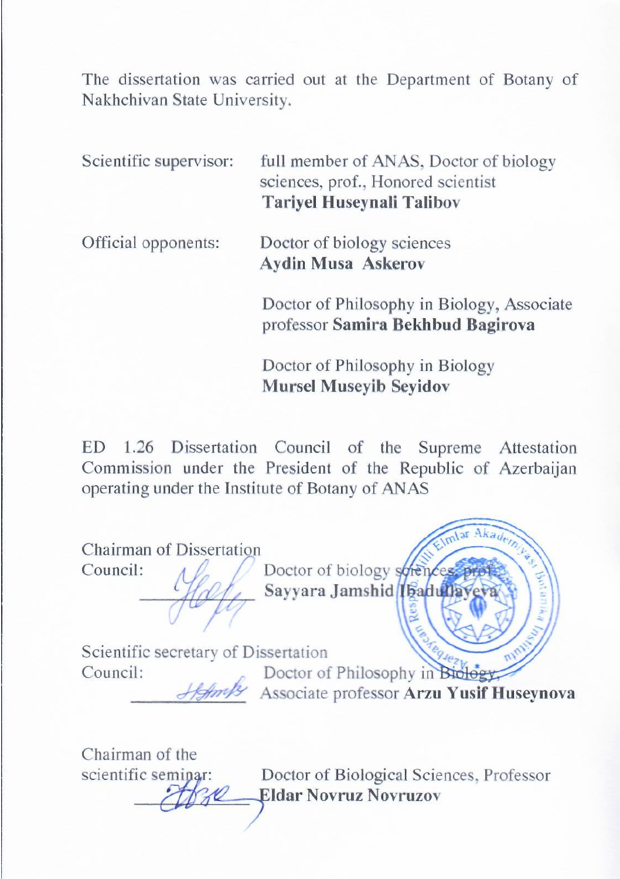The dissertation was carried out at the Department of Botany of Nakhchivan State University.

Scientific supervisor: full member of ANAS, Doctor of biology sciences, prof., Honored scientist **Tariyel Huseynali Talibov**

Official opponents: Doctor of biology sciences **Aydin Musa Askerov**

Doctor of Philosophy in Biology, Associate professor **Samira Bekhbud Bagirova**

Doctor of Philosophy in Biology **Mursel Museyib Seyidov**

ED 1.26 Dissertation Council of the Supreme Attestation Commission under the President of the Republic of Azerbaijan operating under the Institute of Botany of ANAS

Chairman of Dissertation Council: ____________ Doctor of biology sciences, prof. **Sayyara Jamshid Ibadullayeva**

Scientific secretary of Dissertation Council: ____________ Doctor of Philosophy in Biology, Associate professor **Arzu Yusif Huseynova**

Chairman of the scientific seminar: ____________ Doctor of Biological Sciences, Professor **Eldar Novruz Novruzov**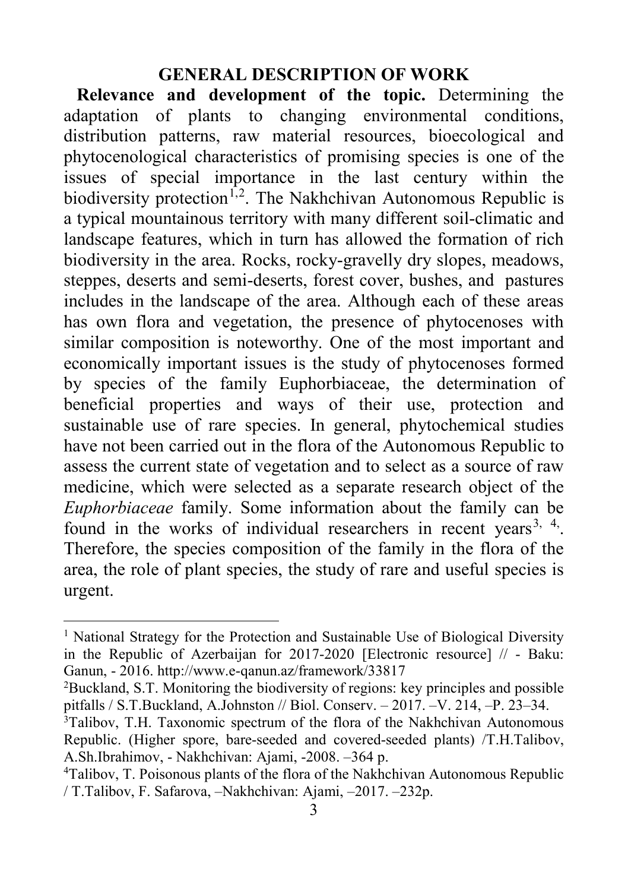## GENERAL DESCRIPTION OF WORK

**Relevance and development of the topic.** Determining the adaptation of plants to changing environmental conditions, distribution patterns, raw material resources, bioecological and phytocenological characteristics of promising species is one of the issues of special importance in the last century within the biodiversity protection[1,2]. The Nakhchivan Autonomous Republic is a typical mountainous territory with many different soil-climatic and landscape features, which in turn has allowed the formation of rich biodiversity in the area. Rocks, rocky-gravelly dry slopes, meadows, steppes, deserts and semi-deserts, forest cover, bushes, and pastures includes in the landscape of the area. Although each of these areas has own flora and vegetation, the presence of phytocenoses with similar composition is noteworthy. One of the most important and economically important issues is the study of phytocenoses formed by species of the family Euphorbiaceae, the determination of beneficial properties and ways of their use, protection and sustainable use of rare species. In general, phytochemical studies have not been carried out in the flora of the Autonomous Republic to assess the current state of vegetation and to select as a source of raw medicine, which were selected as a separate research object of the *Euphorbiaceae* family. Some information about the family can be found in the works of individual researchers in recent years[3, 4,]. Therefore, the species composition of the family in the flora of the area, the role of plant species, the study of rare and useful species is urgent.

---

[1] National Strategy for the Protection and Sustainable Use of Biological Diversity in the Republic of Azerbaijan for 2017-2020 [Electronic resource] // - Baku: Ganun, - 2016. http://www.e-qanun.az/framework/33817

[2] Buckland, S.T. Monitoring the biodiversity of regions: key principles and possible pitfalls / S.T.Buckland, A.Johnston // Biol. Conserv. – 2017. –V. 214, –P. 23–34.

[3] Talibov, T.H. Taxonomic spectrum of the flora of the Nakhchivan Autonomous Republic. (Higher spore, bare-seeded and covered-seeded plants) /T.H.Talibov, A.Sh.Ibrahimov, - Nakhchivan: Ajami, -2008. –364 p.

[4] Talibov, T. Poisonous plants of the flora of the Nakhchivan Autonomous Republic / T.Talibov, F. Safarova, –Nakhchivan: Ajami, –2017. –232p.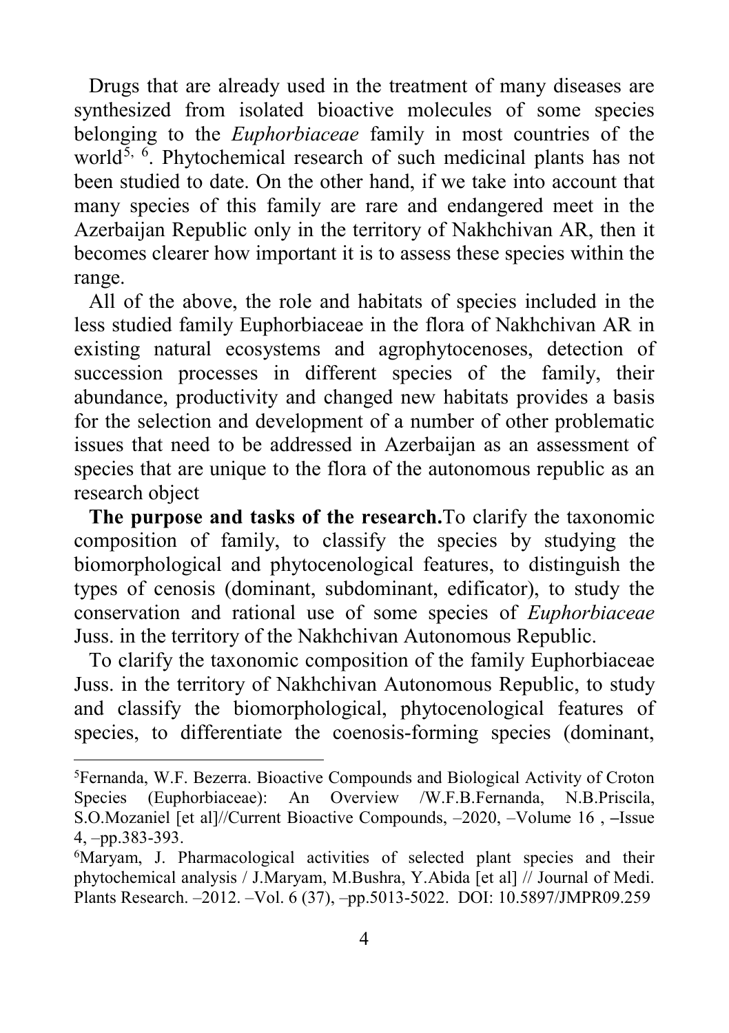Drugs that are already used in the treatment of many diseases are synthesized from isolated bioactive molecules of some species belonging to the *Euphorbiaceae* family in most countries of the world[5, 6]. Phytochemical research of such medicinal plants has not been studied to date. On the other hand, if we take into account that many species of this family are rare and endangered meet in the Azerbaijan Republic only in the territory of Nakhchivan AR, then it becomes clearer how important it is to assess these species within the range.

All of the above, the role and habitats of species included in the less studied family Euphorbiaceae in the flora of Nakhchivan AR in existing natural ecosystems and agrophytocenoses, detection of succession processes in different species of the family, their abundance, productivity and changed new habitats provides a basis for the selection and development of a number of other problematic issues that need to be addressed in Azerbaijan as an assessment of species that are unique to the flora of the autonomous republic as an research object

**The purpose and tasks of the research.**To clarify the taxonomic composition of family, to classify the species by studying the biomorphological and phytocenological features, to distinguish the types of cenosis (dominant, subdominant, edificator), to study the conservation and rational use of some species of *Euphorbiaceae* Juss. in the territory of the Nakhchivan Autonomous Republic.

To clarify the taxonomic composition of the family Euphorbiaceae Juss. in the territory of Nakhchivan Autonomous Republic, to study and classify the biomorphological, phytocenological features of species, to differentiate the coenosis-forming species (dominant,

---

[5]Fernanda, W.F. Bezerra. Bioactive Compounds and Biological Activity of Croton Species (Euphorbiaceae): An Overview /W.F.B.Fernanda, N.B.Priscila, S.O.Mozaniel [et al]//Current Bioactive Compounds, –2020, –Volume 16 , –Issue 4, –pp.383-393.

[6]Maryam, J. Pharmacological activities of selected plant species and their phytochemical analysis / J.Maryam, M.Bushra, Y.Abida [et al] // Journal of Medi. Plants Research. –2012. –Vol. 6 (37), –pp.5013-5022. DOI: 10.5897/JMPR09.259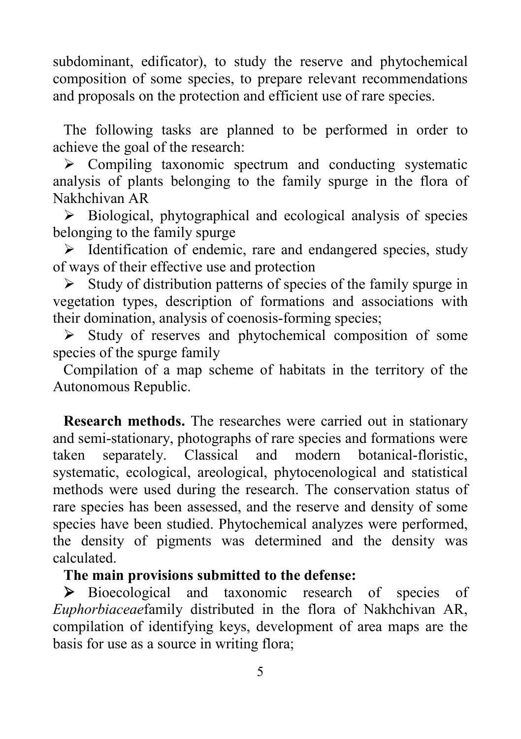subdominant, edificator), to study the reserve and phytochemical composition of some species, to prepare relevant recommendations and proposals on the protection and efficient use of rare species.

The following tasks are planned to be performed in order to achieve the goal of the research:

- Compiling taxonomic spectrum and conducting systematic analysis of plants belonging to the family spurge in the flora of Nakhchivan AR
- Biological, phytographical and ecological analysis of species belonging to the family spurge
- Identification of endemic, rare and endangered species, study of ways of their effective use and protection
- Study of distribution patterns of species of the family spurge in vegetation types, description of formations and associations with their domination, analysis of coenosis-forming species;
- Study of reserves and phytochemical composition of some species of the spurge family

Compilation of a map scheme of habitats in the territory of the Autonomous Republic.

**Research methods.** The researches were carried out in stationary and semi-stationary, photographs of rare species and formations were taken separately. Classical and modern botanical-floristic, systematic, ecological, areological, phytocenological and statistical methods were used during the research. The conservation status of rare species has been assessed, and the reserve and density of some species have been studied. Phytochemical analyzes were performed, the density of pigments was determined and the density was calculated.

**The main provisions submitted to the defense:**

- Bioecological and taxonomic research of species of *Euphorbiaceae*family distributed in the flora of Nakhchivan AR, compilation of identifying keys, development of area maps are the basis for use as a source in writing flora;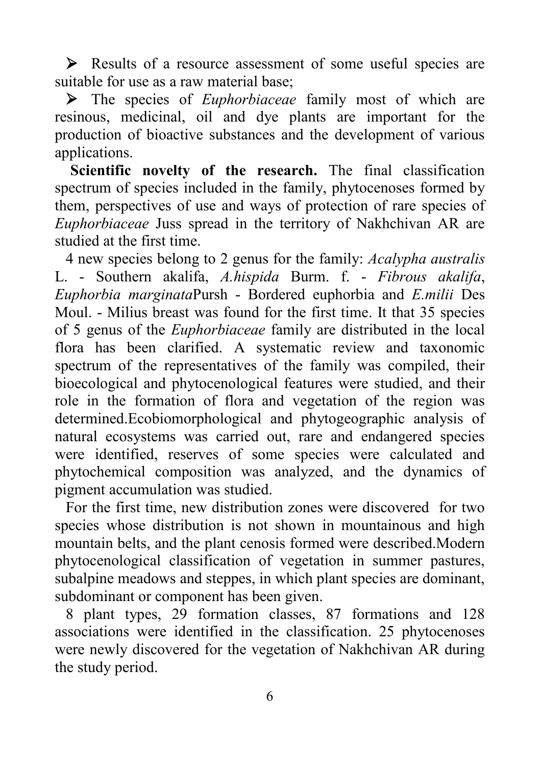- Results of a resource assessment of some useful species are suitable for use as a raw material base;
- The species of *Euphorbiaceae* family most of which are resinous, medicinal, oil and dye plants are important for the production of bioactive substances and the development of various applications.

**Scientific novelty of the research.** The final classification spectrum of species included in the family, phytocenoses formed by them, perspectives of use and ways of protection of rare species of *Euphorbiaceae* Juss spread in the territory of Nakhchivan AR are studied at the first time.

4 new species belong to 2 genus for the family: *Acalypha australis* L. - Southern akalifa, *A.hispida* Burm. f. - *Fibrous akalifa*, *Euphorbia marginata*Pursh - Bordered euphorbia and *E.milii* Des Moul. - Milius breast was found for the first time. It that 35 species of 5 genus of the *Euphorbiaceae* family are distributed in the local flora has been clarified. A systematic review and taxonomic spectrum of the representatives of the family was compiled, their bioecological and phytocenological features were studied, and their role in the formation of flora and vegetation of the region was determined.Ecobiomorphological and phytogeographic analysis of natural ecosystems was carried out, rare and endangered species were identified, reserves of some species were calculated and phytochemical composition was analyzed, and the dynamics of pigment accumulation was studied.

For the first time, new distribution zones were discovered for two species whose distribution is not shown in mountainous and high mountain belts, and the plant cenosis formed were described.Modern phytocenological classification of vegetation in summer pastures, subalpine meadows and steppes, in which plant species are dominant, subdominant or component has been given.

8 plant types, 29 formation classes, 87 formations and 128 associations were identified in the classification. 25 phytocenoses were newly discovered for the vegetation of Nakhchivan AR during the study period.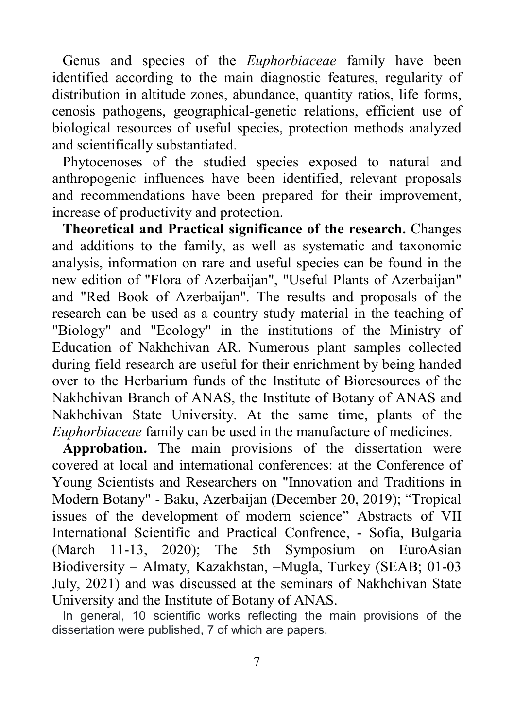Genus and species of the *Euphorbiaceae* family have been identified according to the main diagnostic features, regularity of distribution in altitude zones, abundance, quantity ratios, life forms, cenosis pathogens, geographical-genetic relations, efficient use of biological resources of useful species, protection methods analyzed and scientifically substantiated.

Phytocenoses of the studied species exposed to natural and anthropogenic influences have been identified, relevant proposals and recommendations have been prepared for their improvement, increase of productivity and protection.

**Theoretical and Practical significance of the research.** Changes and additions to the family, as well as systematic and taxonomic analysis, information on rare and useful species can be found in the new edition of "Flora of Azerbaijan", "Useful Plants of Azerbaijan" and "Red Book of Azerbaijan". The results and proposals of the research can be used as a country study material in the teaching of "Biology" and "Ecology" in the institutions of the Ministry of Education of Nakhchivan AR. Numerous plant samples collected during field research are useful for their enrichment by being handed over to the Herbarium funds of the Institute of Bioresources of the Nakhchivan Branch of ANAS, the Institute of Botany of ANAS and Nakhchivan State University. At the same time, plants of the *Euphorbiaceae* family can be used in the manufacture of medicines.

**Approbation.** The main provisions of the dissertation were covered at local and international conferences: at the Conference of Young Scientists and Researchers on "Innovation and Traditions in Modern Botany" - Baku, Azerbaijan (December 20, 2019); "Tropical issues of the development of modern science" Abstracts of VII International Scientific and Practical Confrence, - Sofia, Bulgaria (March 11-13, 2020); The 5th Symposium on EuroAsian Biodiversity – Almaty, Kazakhstan, –Mugla, Turkey (SEAB; 01-03 July, 2021) and was discussed at the seminars of Nakhchivan State University and the Institute of Botany of ANAS.

In general, 10 scientific works reflecting the main provisions of the dissertation were published, 7 of which are papers.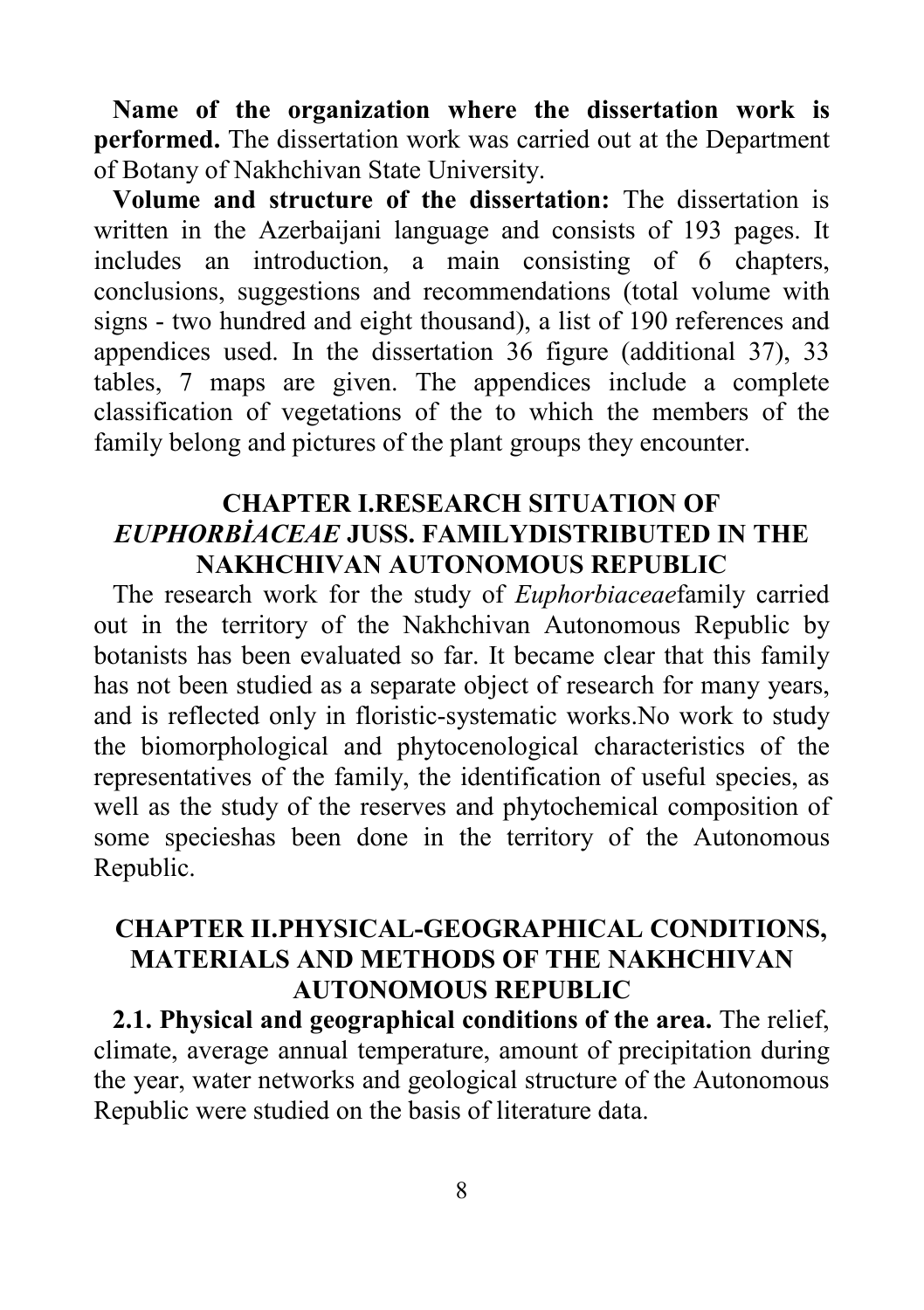**Name of the organization where the dissertation work is performed.** The dissertation work was carried out at the Department of Botany of Nakhchivan State University.

**Volume and structure of the dissertation:** The dissertation is written in the Azerbaijani language and consists of 193 pages. It includes an introduction, a main consisting of 6 chapters, conclusions, suggestions and recommendations (total volume with signs - two hundred and eight thousand), a list of 190 references and appendices used. In the dissertation 36 figure (additional 37), 33 tables, 7 maps are given. The appendices include a complete classification of vegetations of the to which the members of the family belong and pictures of the plant groups they encounter.

## CHAPTER I.RESEARCH SITUATION OF *EUPHORBİACEAE* JUSS. FAMILYDISTRIBUTED IN THE NAKHCHIVAN AUTONOMOUS REPUBLIC

The research work for the study of *Euphorbiaceae*family carried out in the territory of the Nakhchivan Autonomous Republic by botanists has been evaluated so far. It became clear that this family has not been studied as a separate object of research for many years, and is reflected only in floristic-systematic works.No work to study the biomorphological and phytocenological characteristics of the representatives of the family, the identification of useful species, as well as the study of the reserves and phytochemical composition of some specieshas been done in the territory of the Autonomous Republic.

## CHAPTER II.PHYSICAL-GEOGRAPHICAL CONDITIONS, MATERIALS AND METHODS OF THE NAKHCHIVAN AUTONOMOUS REPUBLIC

**2.1. Physical and geographical conditions of the area.** The relief, climate, average annual temperature, amount of precipitation during the year, water networks and geological structure of the Autonomous Republic were studied on the basis of literature data.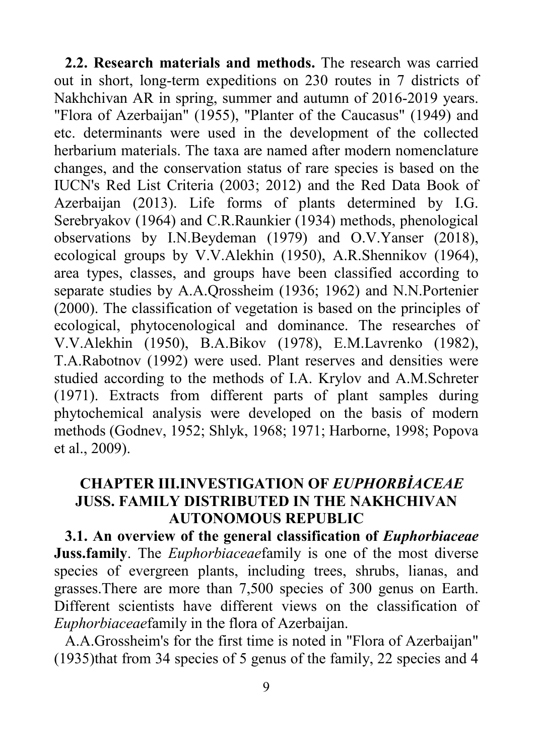**2.2. Research materials and methods.** The research was carried out in short, long-term expeditions on 230 routes in 7 districts of Nakhchivan AR in spring, summer and autumn of 2016-2019 years. "Flora of Azerbaijan" (1955), "Planter of the Caucasus" (1949) and etc. determinants were used in the development of the collected herbarium materials. The taxa are named after modern nomenclature changes, and the conservation status of rare species is based on the IUCN's Red List Criteria (2003; 2012) and the Red Data Book of Azerbaijan (2013). Life forms of plants determined by I.G. Serebryakov (1964) and C.R.Raunkier (1934) methods, phenological observations by I.N.Beydeman (1979) and O.V.Yanser (2018), ecological groups by V.V.Alekhin (1950), A.R.Shennikov (1964), area types, classes, and groups have been classified according to separate studies by A.A.Qrossheim (1936; 1962) and N.N.Portenier (2000). The classification of vegetation is based on the principles of ecological, phytocenological and dominance. The researches of V.V.Alekhin (1950), B.A.Bikov (1978), E.M.Lavrenko (1982), T.A.Rabotnov (1992) were used. Plant reserves and densities were studied according to the methods of I.A. Krylov and A.M.Schreter (1971). Extracts from different parts of plant samples during phytochemical analysis were developed on the basis of modern methods (Godnev, 1952; Shlyk, 1968; 1971; Harborne, 1998; Popova et al., 2009).

## CHAPTER III.INVESTIGATION OF *EUPHORBİACEAE* JUSS. FAMILY DISTRIBUTED IN THE NAKHCHIVAN AUTONOMOUS REPUBLIC

**3.1. An overview of the general classification of *Euphorbiaceae* Juss.family**. The *Euphorbiaceae*family is one of the most diverse species of evergreen plants, including trees, shrubs, lianas, and grasses.There are more than 7,500 species of 300 genus on Earth. Different scientists have different views on the classification of *Euphorbiaceae*family in the flora of Azerbaijan.

A.A.Grossheim's for the first time is noted in "Flora of Azerbaijan" (1935)that from 34 species of 5 genus of the family, 22 species and 4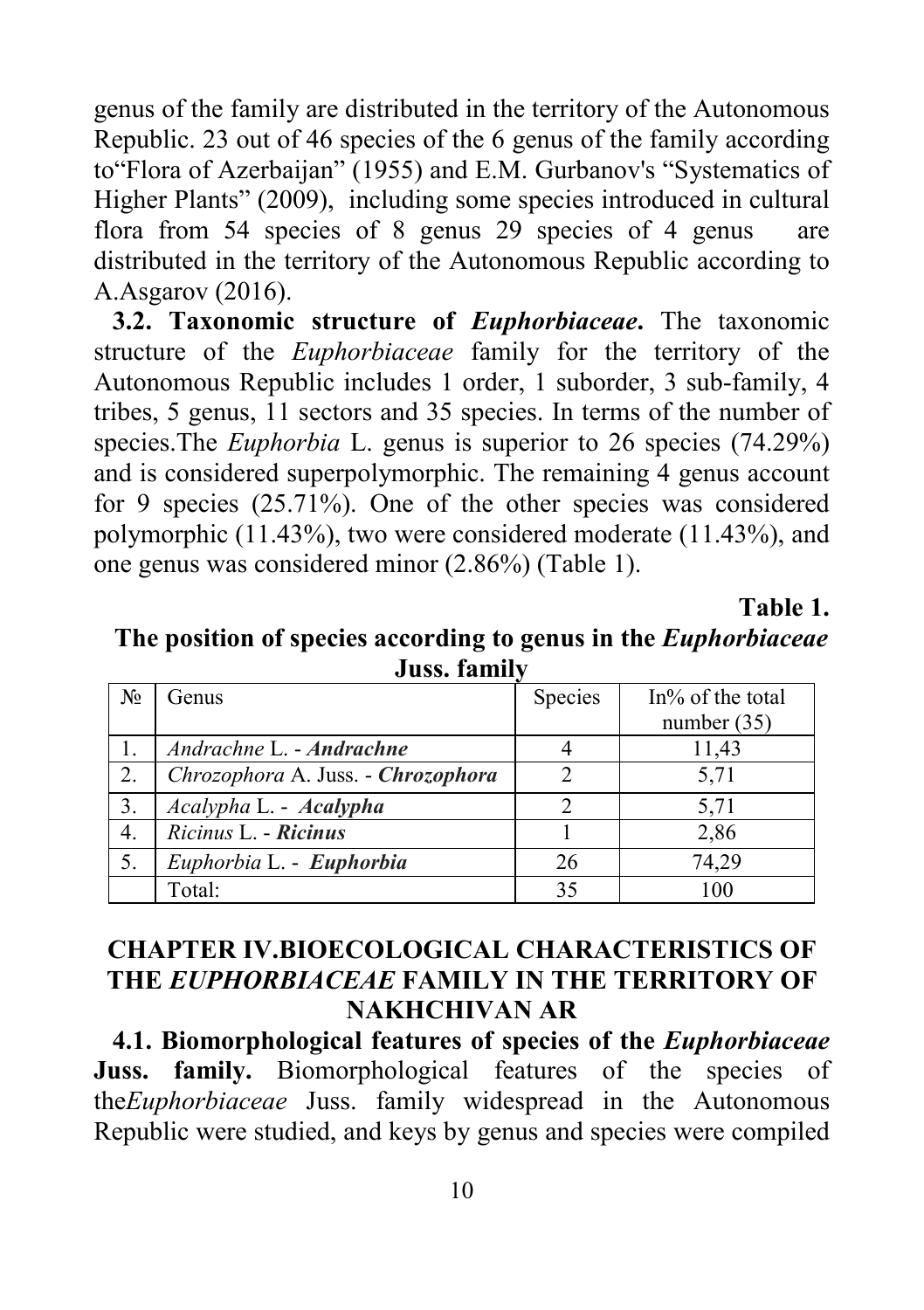genus of the family are distributed in the territory of the Autonomous Republic. 23 out of 46 species of the 6 genus of the family according to"Flora of Azerbaijan" (1955) and E.M. Gurbanov's "Systematics of Higher Plants" (2009), including some species introduced in cultural flora from 54 species of 8 genus 29 species of 4 genus are distributed in the territory of the Autonomous Republic according to A.Asgarov (2016).

**3.2. Taxonomic structure of *Euphorbiaceae*.** The taxonomic structure of the *Euphorbiaceae* family for the territory of the Autonomous Republic includes 1 order, 1 suborder, 3 sub-family, 4 tribes, 5 genus, 11 sectors and 35 species. In terms of the number of species.The *Euphorbia* L. genus is superior to 26 species (74.29%) and is considered superpolymorphic. The remaining 4 genus account for 9 species (25.71%). One of the other species was considered polymorphic (11.43%), two were considered moderate (11.43%), and one genus was considered minor (2.86%) (Table 1).

**Table 1.**

**The position of species according to genus in the *Euphorbiaceae* Juss. family**

| № | Genus | Species | In% of the total number (35) |
|---|---|---|---|
| 1. | *Andrachne* L. - ***Andrachne*** | 4 | 11,43 |
| 2. | *Chrozophora* A. Juss. - ***Chrozophora*** | 2 | 5,71 |
| 3. | *Acalypha* L. - ***Acalypha*** | 2 | 5,71 |
| 4. | *Ricinus* L. - ***Ricinus*** | 1 | 2,86 |
| 5. | *Euphorbia* L. - ***Euphorbia*** | 26 | 74,29 |
| | Total: | 35 | 100 |

## CHAPTER IV.BIOECOLOGICAL CHARACTERISTICS OF THE *EUPHORBIACEAE* FAMILY IN THE TERRITORY OF NAKHCHIVAN AR

**4.1. Biomorphological features of species of the *Euphorbiaceae* Juss. family.** Biomorphological features of the species of the*Euphorbiaceae* Juss. family widespread in the Autonomous Republic were studied, and keys by genus and species were compiled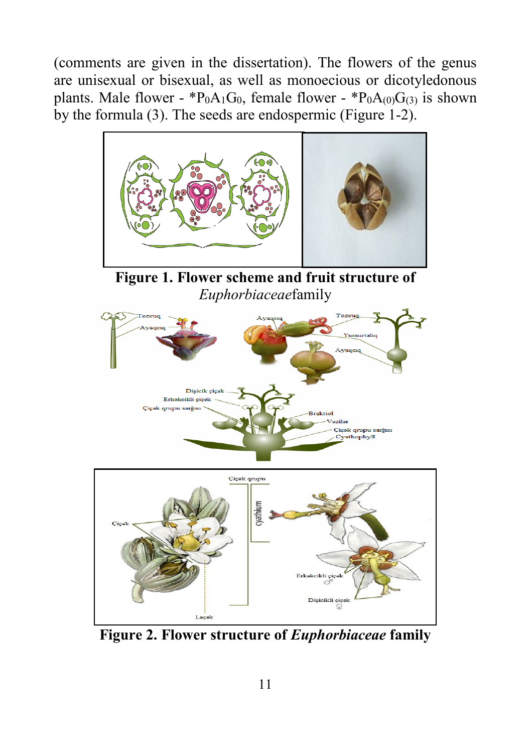(comments are given in the dissertation). The flowers of the genus are unisexual or bisexual, as well as monoecious or dicotyledonous plants. Male flower - $*P_0A_1G_0$, female flower - $*P_0A_{(0)}G_{(3)}$ is shown by the formula (3). The seeds are endospermic (Figure 1-2).

**Figure 1. Flower scheme and fruit structure of** *Euphorbiaceae*family

**Figure 2. Flower structure of *Euphorbiaceae* family**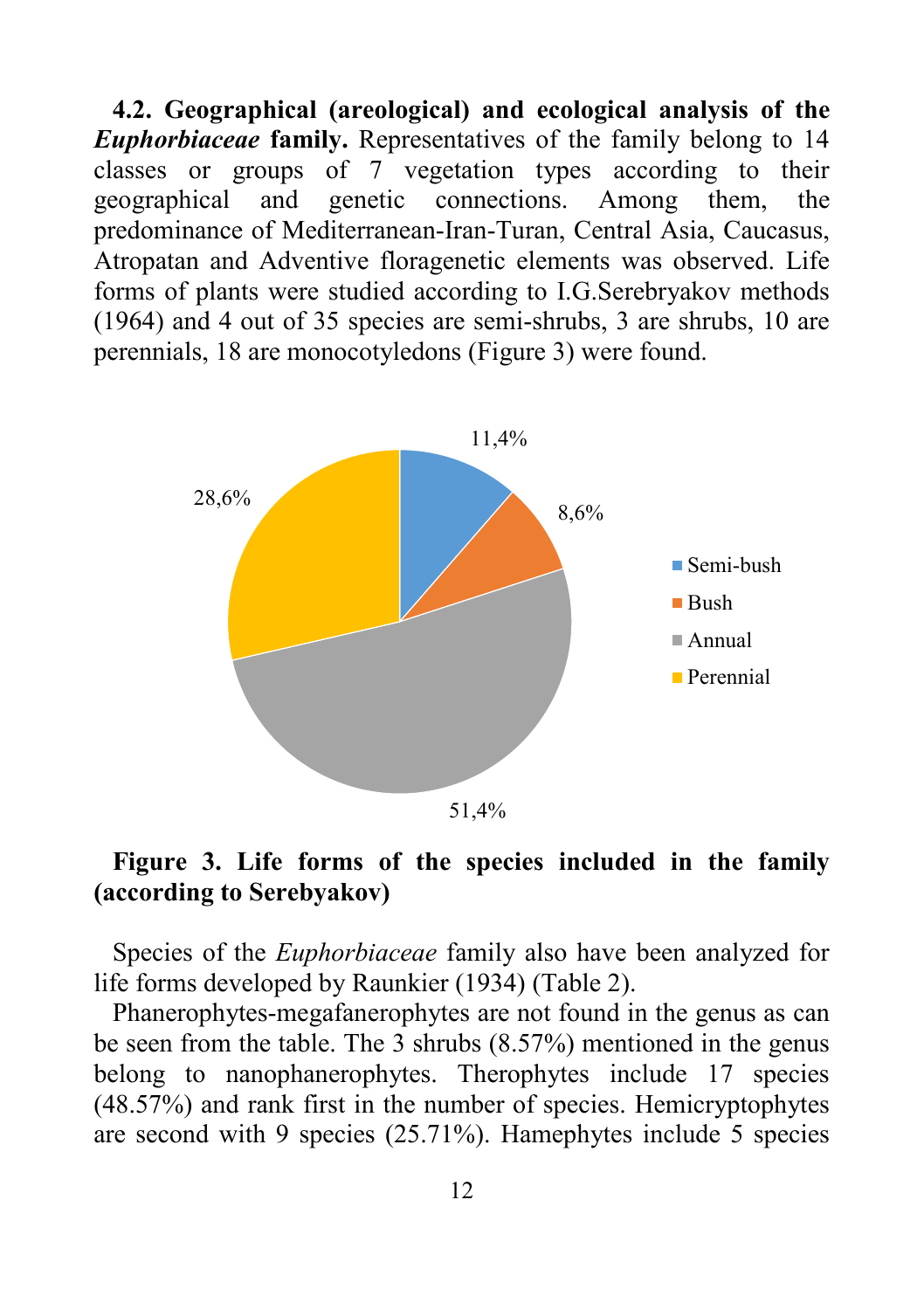**4.2. Geographical (areological) and ecological analysis of the *Euphorbiaceae* family.** Representatives of the family belong to 14 classes or groups of 7 vegetation types according to their geographical and genetic connections. Among them, the predominance of Mediterranean-Iran-Turan, Central Asia, Caucasus, Atropatan and Adventive floragenetic elements was observed. Life forms of plants were studied according to I.G.Serebryakov methods (1964) and 4 out of 35 species are semi-shrubs, 3 are shrubs, 10 are perennials, 18 are monocotyledons (Figure 3) were found.

**Figure 3. Life forms of the species included in the family (according to Serebyakov)**

Species of the *Euphorbiaceae* family also have been analyzed for life forms developed by Raunkier (1934) (Table 2).

Phanerophytes-megafanerophytes are not found in the genus as can be seen from the table. The 3 shrubs (8.57%) mentioned in the genus belong to nanophanerophytes. Therophytes include 17 species (48.57%) and rank first in the number of species. Hemicryptophytes are second with 9 species (25.71%). Hamephytes include 5 species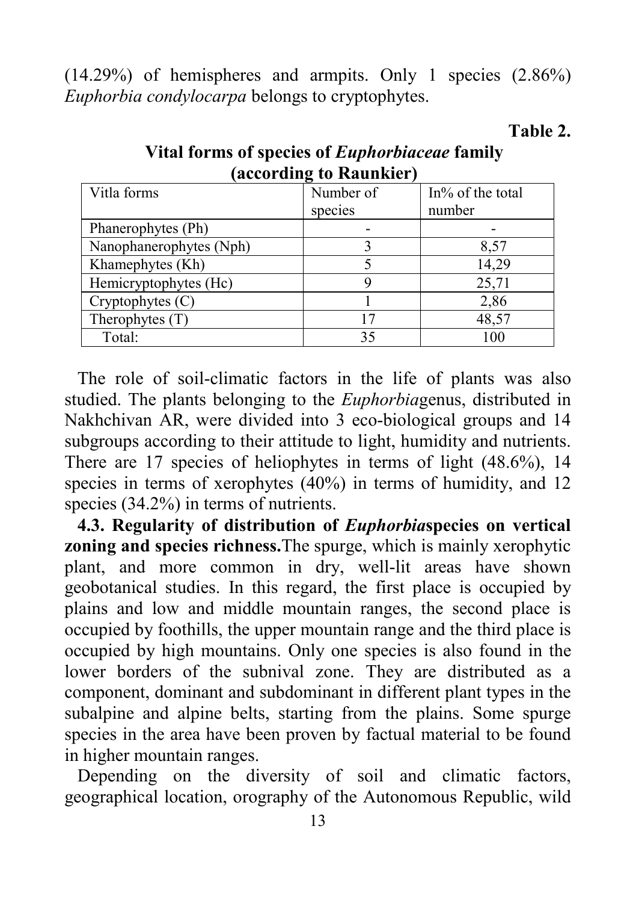(14.29%) of hemispheres and armpits. Only 1 species (2.86%) *Euphorbia condylocarpa* belongs to cryptophytes.

**Table 2.**

**Vital forms of species of *Euphorbiaceae* family (according to Raunkier)**

| Vitla forms | Number of species | In% of the total number |
|---|---|---|
| Phanerophytes (Ph) | - | - |
| Nanophanerophytes (Nph) | 3 | 8,57 |
| Khamephytes (Kh) | 5 | 14,29 |
| Hemicryptophytes (Hc) | 9 | 25,71 |
| Cryptophytes (C) | 1 | 2,86 |
| Therophytes (T) | 17 | 48,57 |
| Total: | 35 | 100 |

The role of soil-climatic factors in the life of plants was also studied. The plants belonging to the *Euphorbia*genus, distributed in Nakhchivan AR, were divided into 3 eco-biological groups and 14 subgroups according to their attitude to light, humidity and nutrients. There are 17 species of heliophytes in terms of light (48.6%), 14 species in terms of xerophytes (40%) in terms of humidity, and 12 species (34.2%) in terms of nutrients.

**4.3. Regularity of distribution of *Euphorbia*species on vertical zoning and species richness.**The spurge, which is mainly xerophytic plant, and more common in dry, well-lit areas have shown geobotanical studies. In this regard, the first place is occupied by plains and low and middle mountain ranges, the second place is occupied by foothills, the upper mountain range and the third place is occupied by high mountains. Only one species is also found in the lower borders of the subnival zone. They are distributed as a component, dominant and subdominant in different plant types in the subalpine and alpine belts, starting from the plains. Some spurge species in the area have been proven by factual material to be found in higher mountain ranges.

Depending on the diversity of soil and climatic factors, geographical location, orography of the Autonomous Republic, wild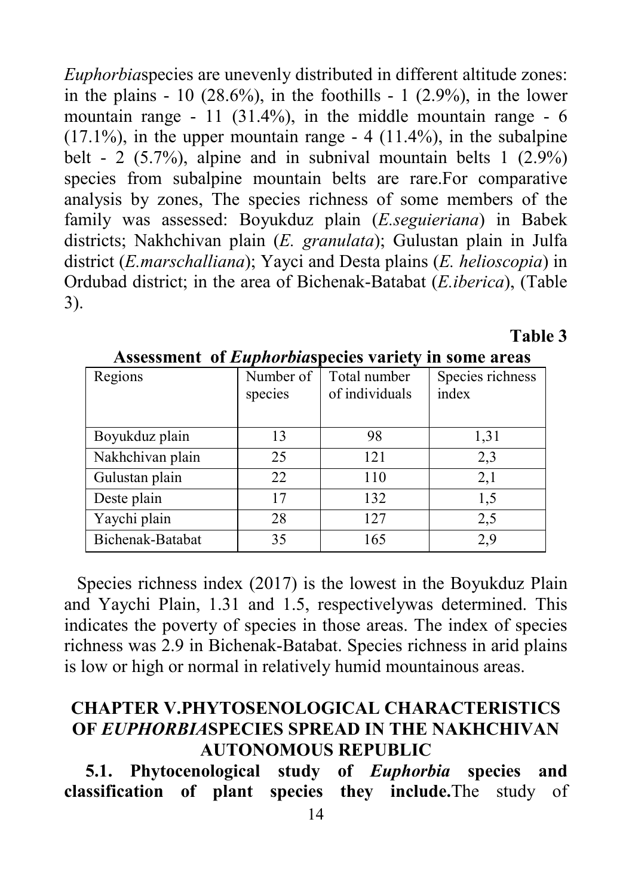*Euphorbia*species are unevenly distributed in different altitude zones: in the plains - 10 (28.6%), in the foothills - 1 (2.9%), in the lower mountain range - 11 (31.4%), in the middle mountain range - 6 (17.1%), in the upper mountain range - 4 (11.4%), in the subalpine belt - 2 (5.7%), alpine and in subnival mountain belts 1 (2.9%) species from subalpine mountain belts are rare.For comparative analysis by zones, The species richness of some members of the family was assessed: Boyukduz plain (*E.seguieriana*) in Babek districts; Nakhchivan plain (*E. granulata*); Gulustan plain in Julfa district (*E.marschalliana*); Yayci and Desta plains (*E. helioscopia*) in Ordubad district; in the area of Bichenak-Batabat (*E.iberica*), (Table 3).

**Table 3**

**Assessment of *Euphorbia*species variety in some areas**

| Regions | Number of species | Total number of individuals | Species richness index |
|---|---|---|---|
| Boyukduz plain | 13 | 98 | 1,31 |
| Nakhchivan plain | 25 | 121 | 2,3 |
| Gulustan plain | 22 | 110 | 2,1 |
| Deste plain | 17 | 132 | 1,5 |
| Yaychi plain | 28 | 127 | 2,5 |
| Bichenak-Batabat | 35 | 165 | 2,9 |

Species richness index (2017) is the lowest in the Boyukduz Plain and Yaychi Plain, 1.31 and 1.5, respectivelywas determined. This indicates the poverty of species in those areas. The index of species richness was 2.9 in Bichenak-Batabat. Species richness in arid plains is low or high or normal in relatively humid mountainous areas.

## CHAPTER V.PHYTOSENOLOGICAL CHARACTERISTICS OF *EUPHORBIA*SPECIES SPREAD IN THE NAKHCHIVAN AUTONOMOUS REPUBLIC

**5.1. Phytocenological study of *Euphorbia* species and classification of plant species they include.**The study of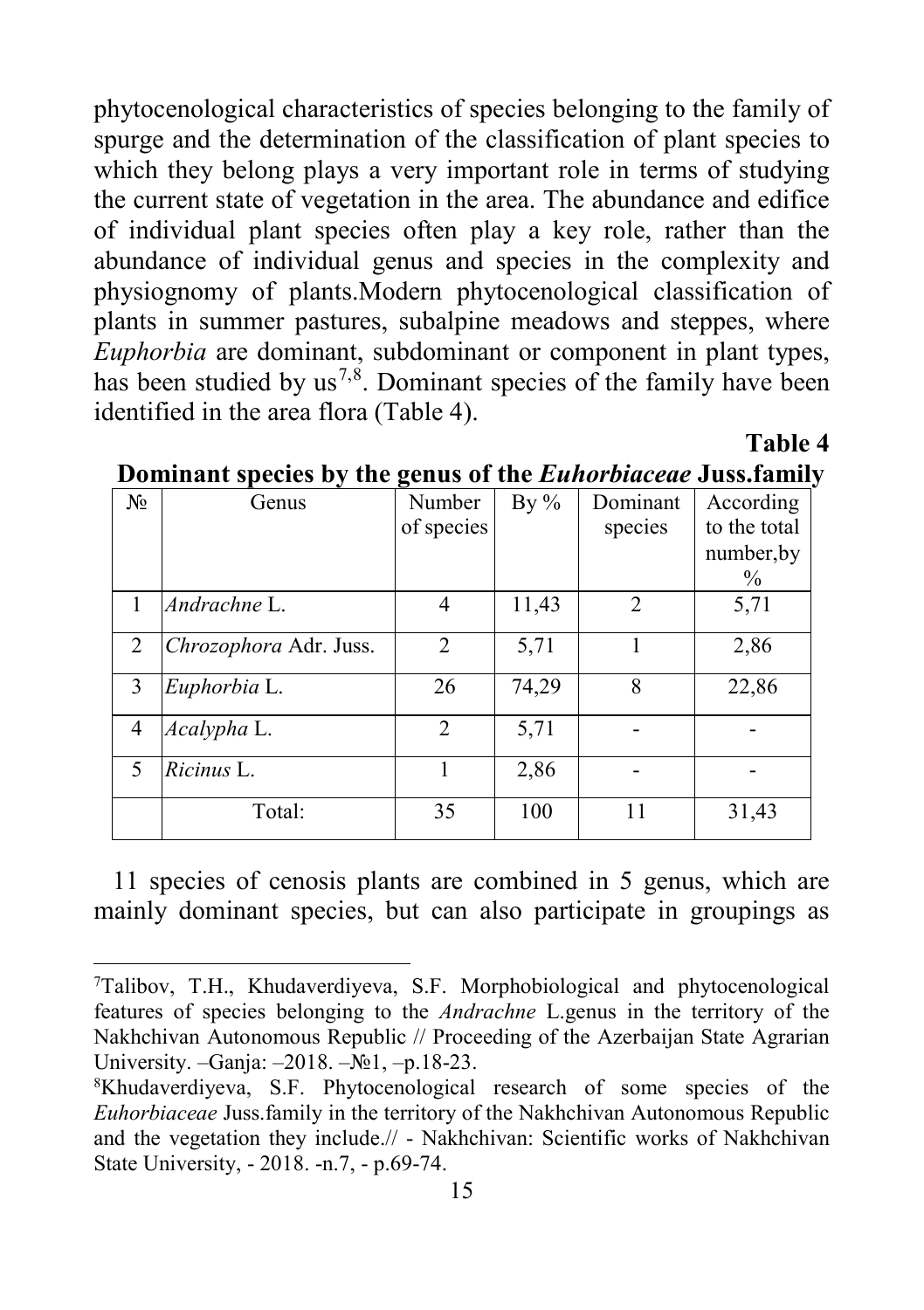phytocenological characteristics of species belonging to the family of spurge and the determination of the classification of plant species to which they belong plays a very important role in terms of studying the current state of vegetation in the area. The abundance and edifice of individual plant species often play a key role, rather than the abundance of individual genus and species in the complexity and physiognomy of plants.Modern phytocenological classification of plants in summer pastures, subalpine meadows and steppes, where *Euphorbia* are dominant, subdominant or component in plant types, has been studied by us[7,8]. Dominant species of the family have been identified in the area flora (Table 4).

**Table 4**

**Dominant species by the genus of the *Euhorbiaceae* Juss.family**

| № | Genus | Number of species | By % | Dominant species | According to the total number,by % |
|---|---|---|---|---|---|
| 1 | *Andrachne* L. | 4 | 11,43 | 2 | 5,71 |
| 2 | *Chrozophora* Adr. Juss. | 2 | 5,71 | 1 | 2,86 |
| 3 | *Euphorbia* L. | 26 | 74,29 | 8 | 22,86 |
| 4 | *Acalypha* L. | 2 | 5,71 | - | - |
| 5 | *Ricinus* L. | 1 | 2,86 | - | - |
| | Total: | 35 | 100 | 11 | 31,43 |

11 species of cenosis plants are combined in 5 genus, which are mainly dominant species, but can also participate in groupings as

---

[7] Talibov, T.H., Khudaverdiyeva, S.F. Morphobiological and phytocenological features of species belonging to the *Andrachne* L.genus in the territory of the Nakhchivan Autonomous Republic // Proceeding of the Azerbaijan State Agrarian University. –Ganja: –2018. –№1, –p.18-23.

[8] Khudaverdiyeva, S.F. Phytocenological research of some species of the *Euhorbiaceae* Juss.family in the territory of the Nakhchivan Autonomous Republic and the vegetation they include.// - Nakhchivan: Scientific works of Nakhchivan State University, - 2018. -n.7, - p.69-74.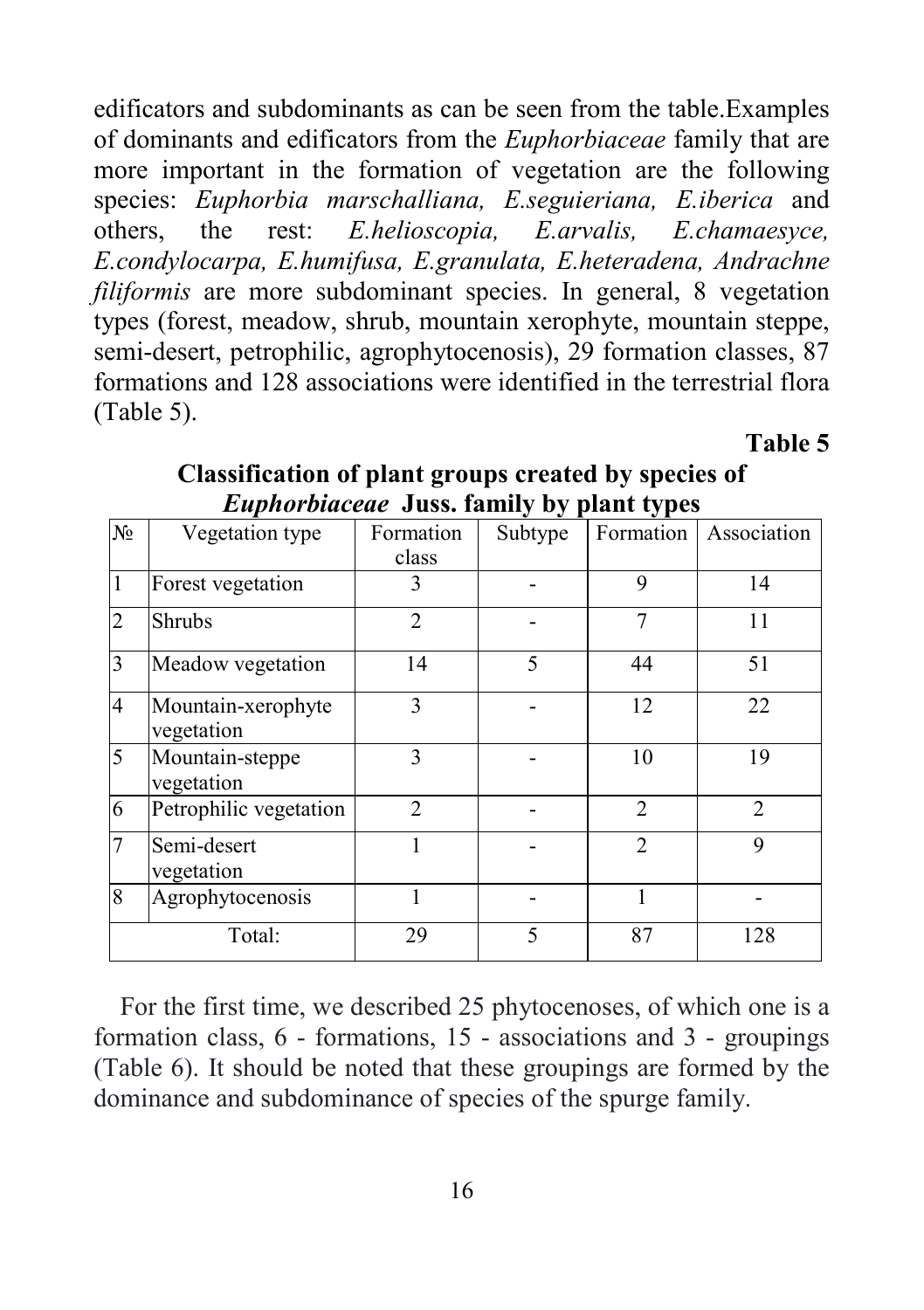edificators and subdominants as can be seen from the table.Examples of dominants and edificators from the *Euphorbiaceae* family that are more important in the formation of vegetation are the following species: *Euphorbia marschalliana, E.seguieriana, E.iberica* and others, the rest: *E.helioscopia, E.arvalis, E.chamaesyce, E.condylocarpa, E.humifusa, E.granulata, E.heteradena, Andrachne filiformis* are more subdominant species. In general, 8 vegetation types (forest, meadow, shrub, mountain xerophyte, mountain steppe, semi-desert, petrophilic, agrophytocenosis), 29 formation classes, 87 formations and 128 associations were identified in the terrestrial flora (Table 5).

**Table 5**

**Classification of plant groups created by species of *Euphorbiaceae* Juss. family by plant types**

| № | Vegetation type | Formation class | Subtype | Formation | Association |
|---|---|---|---|---|---|
| 1 | Forest vegetation | 3 | - | 9 | 14 |
| 2 | Shrubs | 2 | - | 7 | 11 |
| 3 | Meadow vegetation | 14 | 5 | 44 | 51 |
| 4 | Mountain-xerophyte vegetation | 3 | - | 12 | 22 |
| 5 | Mountain-steppe vegetation | 3 | - | 10 | 19 |
| 6 | Petrophilic vegetation | 2 | - | 2 | 2 |
| 7 | Semi-desert vegetation | 1 | - | 2 | 9 |
| 8 | Agrophytocenosis | 1 | - | 1 | - |
| | Total: | 29 | 5 | 87 | 128 |

For the first time, we described 25 phytocenoses, of which one is a formation class, 6 - formations, 15 - associations and 3 - groupings (Table 6). It should be noted that these groupings are formed by the dominance and subdominance of species of the spurge family.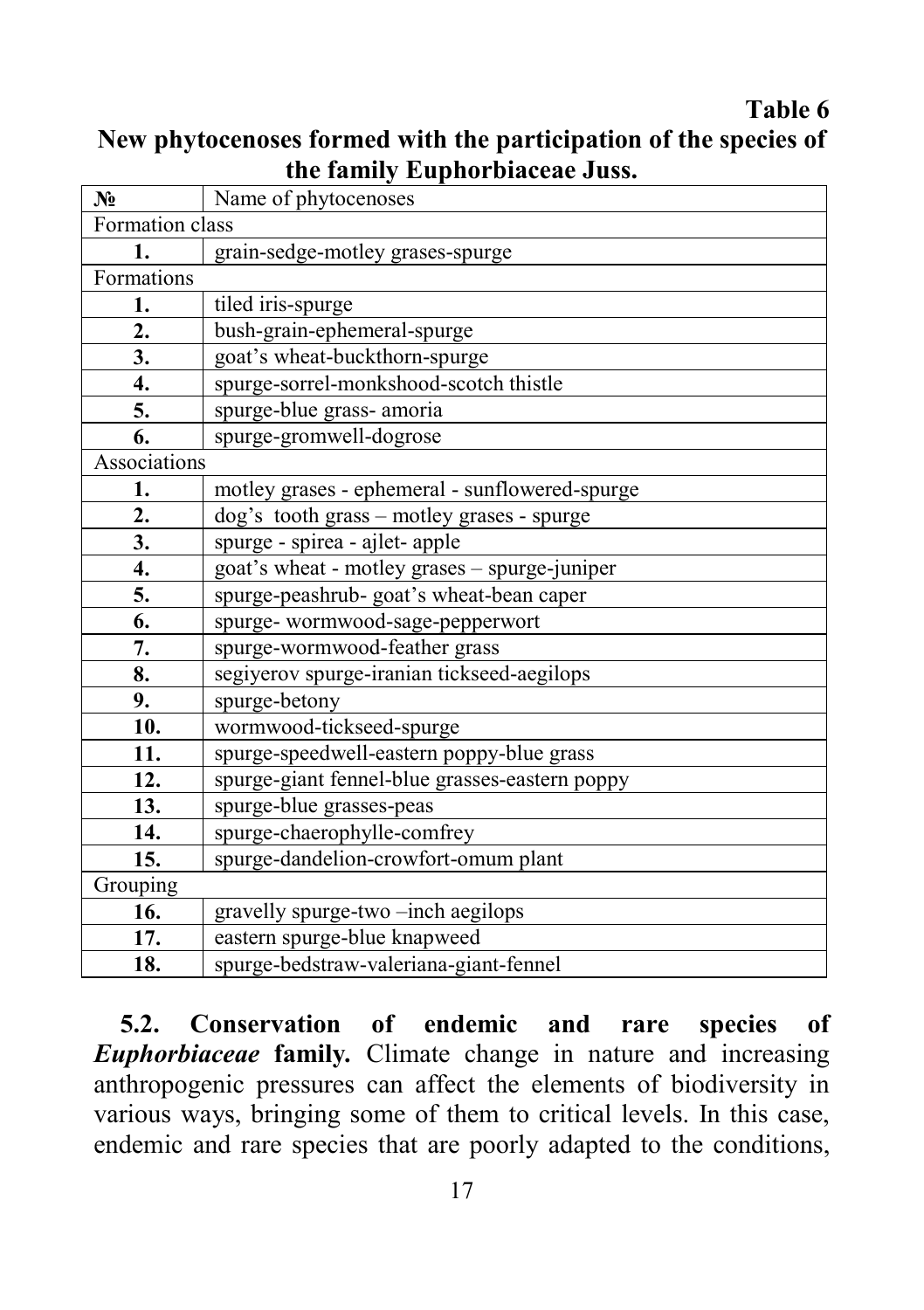**Table 6**

**New phytocenoses formed with the participation of the species of the family Euphorbiaceae Juss.**

| № | Name of phytocenoses |
|---|---|
| Formation class | |
| **1.** | grain-sedge-motley grases-spurge |
| Formations | |
| **1.** | tiled iris-spurge |
| **2.** | bush-grain-ephemeral-spurge |
| **3.** | goat's wheat-buckthorn-spurge |
| **4.** | spurge-sorrel-monkshood-scotch thistle |
| **5.** | spurge-blue grass- amoria |
| **6.** | spurge-gromwell-dogrose |
| Associations | |
| **1.** | motley grases - ephemeral - sunflowered-spurge |
| **2.** | dog's tooth grass – motley grases - spurge |
| **3.** | spurge - spirea - ajlet- apple |
| **4.** | goat's wheat - motley grases – spurge-juniper |
| **5.** | spurge-peashrub- goat's wheat-bean caper |
| **6.** | spurge- wormwood-sage-pepperwort |
| **7.** | spurge-wormwood-feather grass |
| **8.** | segiyerov spurge-iranian tickseed-aegilops |
| **9.** | spurge-betony |
| **10.** | wormwood-tickseed-spurge |
| **11.** | spurge-speedwell-eastern poppy-blue grass |
| **12.** | spurge-giant fennel-blue grasses-eastern poppy |
| **13.** | spurge-blue grasses-peas |
| **14.** | spurge-chaerophylle-comfrey |
| **15.** | spurge-dandelion-crowfort-omum plant |
| Grouping | |
| **16.** | gravelly spurge-two –inch aegilops |
| **17.** | eastern spurge-blue knapweed |
| **18.** | spurge-bedstraw-valeriana-giant-fennel |

**5.2. Conservation of endemic and rare species of *Euphorbiaceae* family.** Climate change in nature and increasing anthropogenic pressures can affect the elements of biodiversity in various ways, bringing some of them to critical levels. In this case, endemic and rare species that are poorly adapted to the conditions,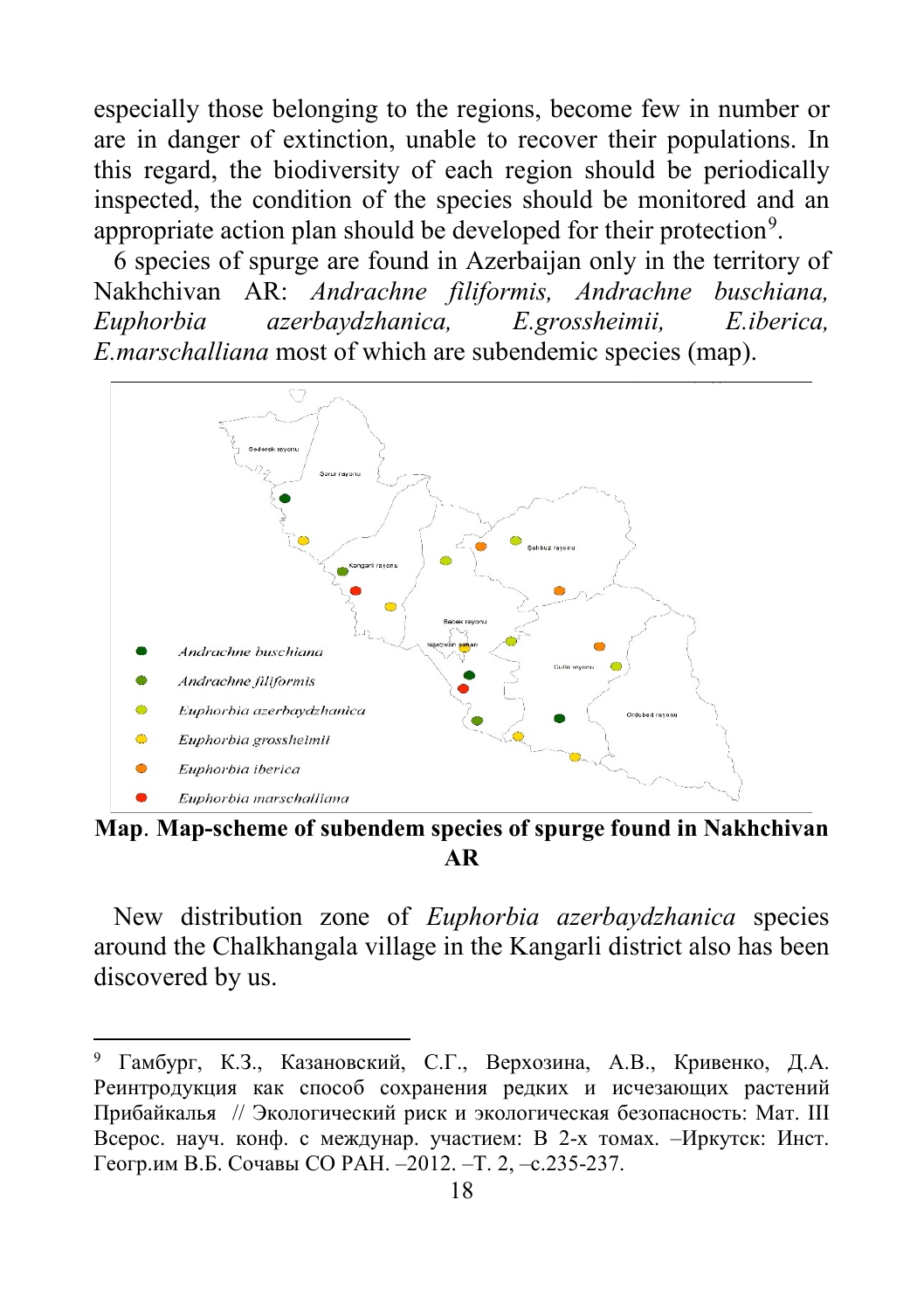especially those belonging to the regions, become few in number or are in danger of extinction, unable to recover their populations. In this regard, the biodiversity of each region should be periodically inspected, the condition of the species should be monitored and an appropriate action plan should be developed for their protection[9].

6 species of spurge are found in Azerbaijan only in the territory of Nakhchivan AR: *Andrachne filiformis, Andrachne buschiana, Euphorbia azerbaydzhanica, E.grossheimii, E.iberica, E.marschalliana* most of which are subendemic species (map).

**Map**. **Map-scheme of subendem species of spurge found in Nakhchivan AR**

New distribution zone of *Euphorbia azerbaydzhanica* species around the Chalkhangala village in the Kangarli district also has been discovered by us.

---

[9] Гамбург, К.З., Казановский, С.Г., Верхозина, А.В., Кривенко, Д.А. Реинтродукция как способ сохранения редких и исчезающих растений Прибайкалья // Экологический риск и экологическая безопасность: Мат. III Всерос. науч. конф. с междунар. участием: В 2-х томах. –Иркутск: Инст. Геогр.им В.Б. Сочавы СО РАН. –2012. –Т. 2, –с.235-237.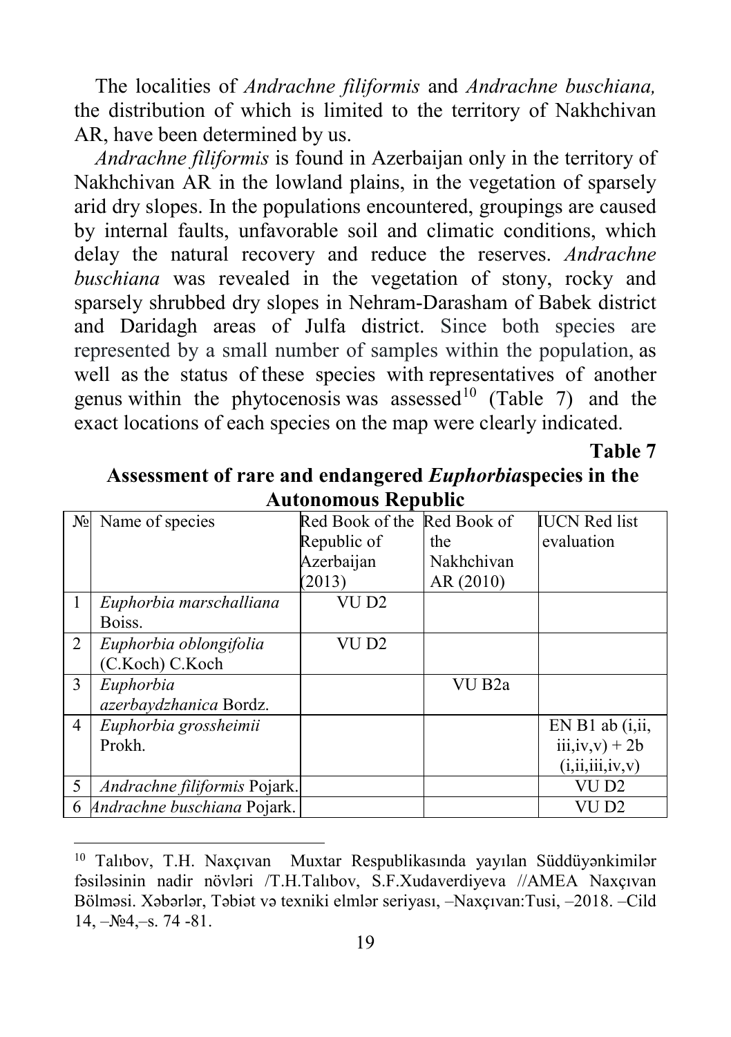The localities of *Andrachne filiformis* and *Andrachne buschiana,* the distribution of which is limited to the territory of Nakhchivan AR, have been determined by us.

*Andrachne filiformis* is found in Azerbaijan only in the territory of Nakhchivan AR in the lowland plains, in the vegetation of sparsely arid dry slopes. In the populations encountered, groupings are caused by internal faults, unfavorable soil and climatic conditions, which delay the natural recovery and reduce the reserves. *Andrachne buschiana* was revealed in the vegetation of stony, rocky and sparsely shrubbed dry slopes in Nehram-Darasham of Babek district and Daridagh areas of Julfa district. Since both species are represented by a small number of samples within the population, as well as the status of these species with representatives of another genus within the phytocenosis was assessed[10] (Table 7) and the exact locations of each species on the map were clearly indicated.

**Table 7**

**Assessment of rare and endangered *Euphorbia*species in the Autonomous Republic**

| № | Name of species | Red Book of the Republic of Azerbaijan (2013) | Red Book of the Nakhchivan AR (2010) | IUCN Red list evaluation |
|---|---|---|---|---|
| 1 | *Euphorbia marschalliana* Boiss. | VU D2 | | |
| 2 | *Euphorbia oblongifolia* (C.Koch) C.Koch | VU D2 | | |
| 3 | *Euphorbia azerbaydzhanica* Bordz. | | VU B2a | |
| 4 | *Euphorbia grossheimii* Prokh. | | | EN B1 ab (i,ii, iii,iv,v) + 2b (i,ii,iii,iv,v) |
| 5 | *Andrachne filiformis* Pojark. | | | VU D2 |
| 6 | *Andrachne buschiana* Pojark. | | | VU D2 |

---

[10] Talıbov, T.H. Naxçıvan Muxtar Respublikasında yayılan Süddüyənkimilər fəsiləsinin nadir növləri /T.H.Talıbov, S.F.Xudaverdiyeva //AMEA Naxçıvan Bölməsi. Xəbərlər, Təbiət və texniki elmlər seriyası, –Naxçıvan:Tusi, –2018. –Cild 14, –№4,–s. 74 -81.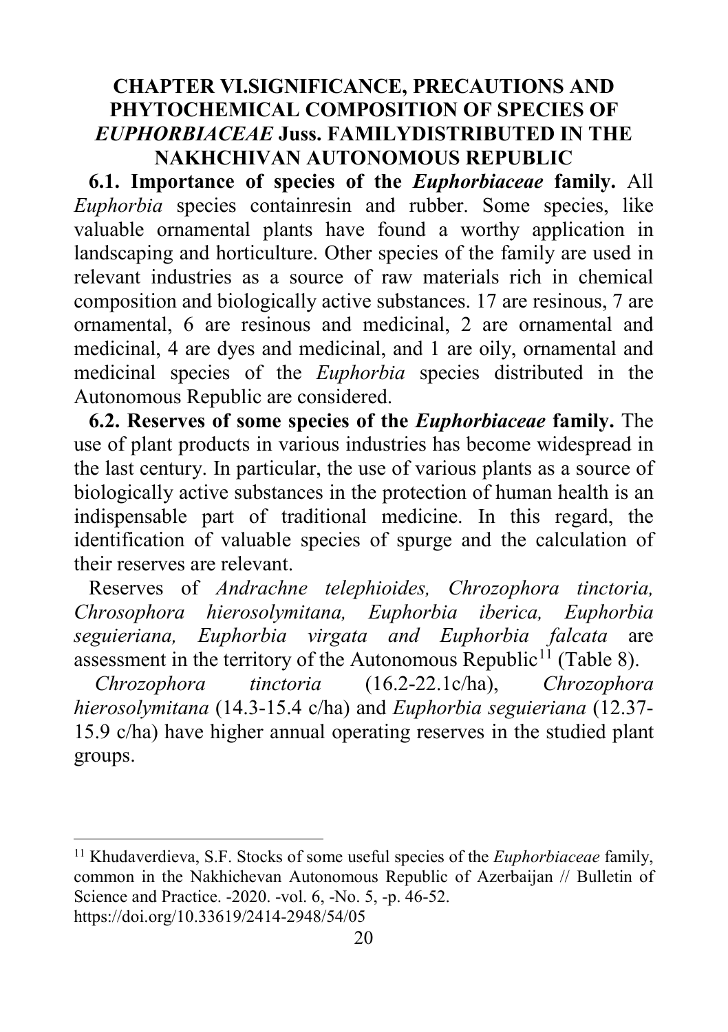## CHAPTER VI.SIGNIFICANCE, PRECAUTIONS AND PHYTOCHEMICAL COMPOSITION OF SPECIES OF *EUPHORBIACEAE* Juss. FAMILYDISTRIBUTED IN THE NAKHCHIVAN AUTONOMOUS REPUBLIC

**6.1. Importance of species of the *Euphorbiaceae* family.** All *Euphorbia* species containresin and rubber. Some species, like valuable ornamental plants have found a worthy application in landscaping and horticulture. Other species of the family are used in relevant industries as a source of raw materials rich in chemical composition and biologically active substances. 17 are resinous, 7 are ornamental, 6 are resinous and medicinal, 2 are ornamental and medicinal, 4 are dyes and medicinal, and 1 are oily, ornamental and medicinal species of the *Euphorbia* species distributed in the Autonomous Republic are considered.

**6.2. Reserves of some species of the *Euphorbiaceae* family.** The use of plant products in various industries has become widespread in the last century. In particular, the use of various plants as a source of biologically active substances in the protection of human health is an indispensable part of traditional medicine. In this regard, the identification of valuable species of spurge and the calculation of their reserves are relevant.

Reserves of *Andrachne telephioides, Chrozophora tinctoria, Chrosophora hierosolymitana, Euphorbia iberica, Euphorbia seguieriana, Euphorbia virgata and Euphorbia falcata* are assessment in the territory of the Autonomous Republic[11] (Table 8).

*Chrozophora tinctoria* (16.2-22.1c/ha), *Chrozophora hierosolymitana* (14.3-15.4 c/ha) and *Euphorbia seguieriana* (12.37-15.9 c/ha) have higher annual operating reserves in the studied plant groups.

[11] Khudaverdieva, S.F. Stocks of some useful species of the *Euphorbiaceae* family, common in the Nakhichevan Autonomous Republic of Azerbaijan // Bulletin of Science and Practice. -2020. -vol. 6, -No. 5, -p. 46-52. https://doi.org/10.33619/2414-2948/54/05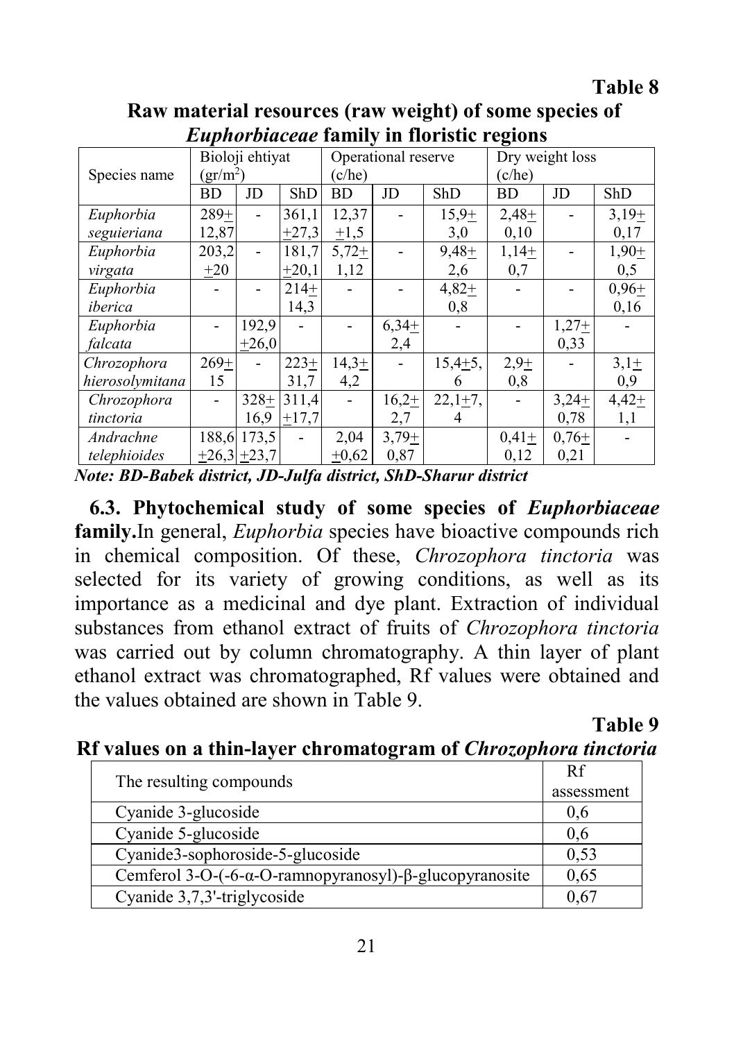**Table 8**

**Raw material resources (raw weight) of some species of *Euphorbiaceae* family in floristic regions**

| Species name | Bioloji ehtiyat (gr/m²) | | | Operational reserve (c/he) | | | Dry weight loss (c/he) | | |
|---|---|---|---|---|---|---|---|---|---|
| | BD | JD | ShD | BD | JD | ShD | BD | JD | ShD |
| *Euphorbia seguieriana* | 289± 12,87 | - | 361,1 ±27,3 | 12,37 ±1,5 | - | 15,9± 3,0 | 2,48± 0,10 | - | 3,19± 0,17 |
| *Euphorbia virgata* | 203,2 ±20 | - | 181,7 ±20,1 | 5,72± 1,12 | - | 9,48± 2,6 | 1,14± 0,7 | - | 1,90± 0,5 |
| *Euphorbia iberica* | - | - | 214± 14,3 | - | - | 4,82± 0,8 | - | - | 0,96± 0,16 |
| *Euphorbia falcata* | - | 192,9 ±26,0 | - | - | 6,34± 2,4 | - | - | 1,27± 0,33 | - |
| *Chrozophora hierosolymitana* | 269± 15 | - | 223± 31,7 | 14,3± 4,2 | - | 15,4±5, 6 | 2,9± 0,8 | - | 3,1± 0,9 |
| *Chrozophora tinctoria* | - | 328± 16,9 | 311,4 ±17,7 | - | 16,2± 2,7 | 22,1±7, 4 | - | 3,24± 0,78 | 4,42± 1,1 |
| *Andrachne telephioides* | 188,6 ±26,3 | 173,5 ±23,7 | - | 2,04 ±0,62 | 3,79± 0,87 | | 0,41± 0,12 | 0,76± 0,21 | - |

***Note: BD-Babek district, JD-Julfa district, ShD-Sharur district***

**6.3. Phytochemical study of some species of *Euphorbiaceae* family.** In general, *Euphorbia* species have bioactive compounds rich in chemical composition. Of these, *Chrozophora tinctoria* was selected for its variety of growing conditions, as well as its importance as a medicinal and dye plant. Extraction of individual substances from ethanol extract of fruits of *Chrozophora tinctoria* was carried out by column chromatography. A thin layer of plant ethanol extract was chromatographed, Rf values were obtained and the values obtained are shown in Table 9.

**Table 9**

**Rf values on a thin-layer chromatogram of *Chrozophora tinctoria***

| The resulting compounds | Rf assessment |
|---|---|
| Cyanide 3-glucoside | 0,6 |
| Cyanide 5-glucoside | 0,6 |
| Cyanide3-sophoroside-5-glucoside | 0,53 |
| Cemferol 3-O-(-6-α-O-ramnopyranosyl)-β-glucopyranosite | 0,65 |
| Cyanide 3,7,3'-triglycoside | 0,67 |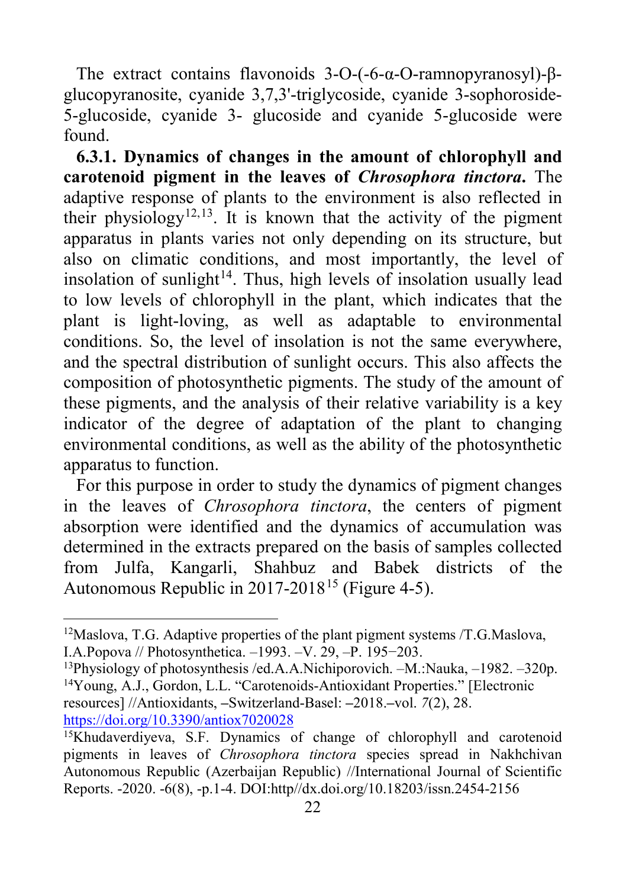The extract contains flavonoids 3-O-(-6-α-O-ramnopyranosyl)-β-glucopyranosite, cyanide 3,7,3'-triglycoside, cyanide 3-sophoroside-5-glucoside, cyanide 3- glucoside and cyanide 5-glucoside were found.

**6.3.1. Dynamics of changes in the amount of chlorophyll and carotenoid pigment in the leaves of *Chrosophora tinctora*.** The adaptive response of plants to the environment is also reflected in their physiology[12,13]. It is known that the activity of the pigment apparatus in plants varies not only depending on its structure, but also on climatic conditions, and most importantly, the level of insolation of sunlight[14]. Thus, high levels of insolation usually lead to low levels of chlorophyll in the plant, which indicates that the plant is light-loving, as well as adaptable to environmental conditions. So, the level of insolation is not the same everywhere, and the spectral distribution of sunlight occurs. This also affects the composition of photosynthetic pigments. The study of the amount of these pigments, and the analysis of their relative variability is a key indicator of the degree of adaptation of the plant to changing environmental conditions, as well as the ability of the photosynthetic apparatus to function.

For this purpose in order to study the dynamics of pigment changes in the leaves of *Chrosophora tinctora*, the centers of pigment absorption were identified and the dynamics of accumulation was determined in the extracts prepared on the basis of samples collected from Julfa, Kangarli, Shahbuz and Babek districts of the Autonomous Republic in 2017-2018[15] (Figure 4-5).

---

[12] Maslova, T.G. Adaptive properties of the plant pigment systems /T.G.Maslova, I.A.Popova // Photosynthetica. –1993. –V. 29, –P. 195−203.

[13] Physiology of photosynthesis /ed.A.A.Nichiporovich. –M.:Nauka, –1982. –320p.

[14] Young, A.J., Gordon, L.L. "Carotenoids-Antioxidant Properties." [Electronic resources] //Antioxidants, –Switzerland-Basel: –2018.–vol. *7*(2), 28. https://doi.org/10.3390/antiox7020028

[15] Khudaverdiyeva, S.F. Dynamics of change of chlorophyll and carotenoid pigments in leaves of *Chrosophora tinctora* species spread in Nakhchivan Autonomous Republic (Azerbaijan Republic) //International Journal of Scientific Reports. -2020. -6(8), -p.1-4. DOI:http//dx.doi.org/10.18203/issn.2454-2156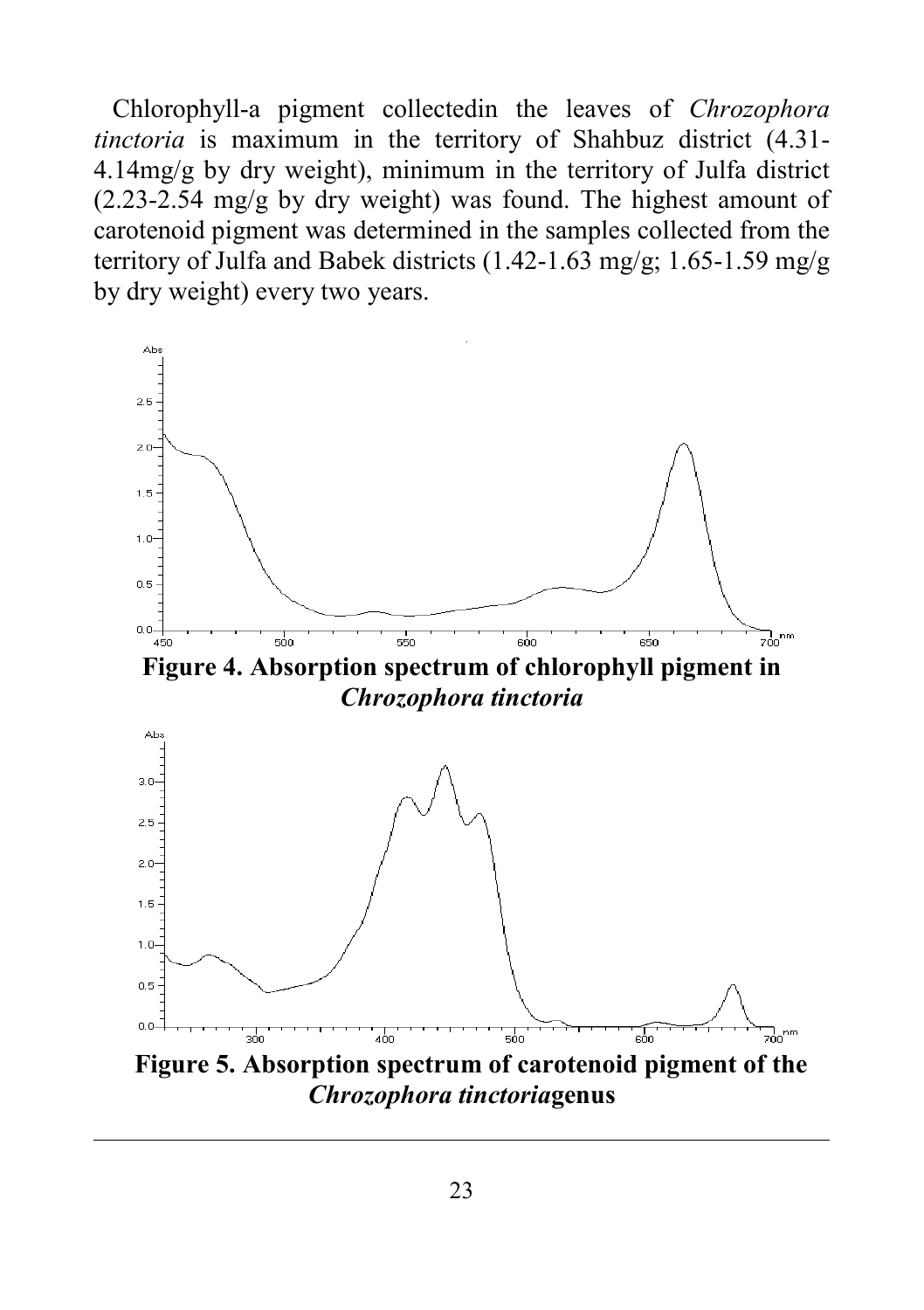Chlorophyll-a pigment collectedin the leaves of *Chrozophora tinctoria* is maximum in the territory of Shahbuz district (4.31-4.14mg/g by dry weight), minimum in the territory of Julfa district (2.23-2.54 mg/g by dry weight) was found. The highest amount of carotenoid pigment was determined in the samples collected from the territory of Julfa and Babek districts (1.42-1.63 mg/g; 1.65-1.59 mg/g by dry weight) every two years.

**Figure 4. Absorption spectrum of chlorophyll pigment in *Chrozophora tinctoria***

**Figure 5. Absorption spectrum of carotenoid pigment of the *Chrozophora tinctoria*genus**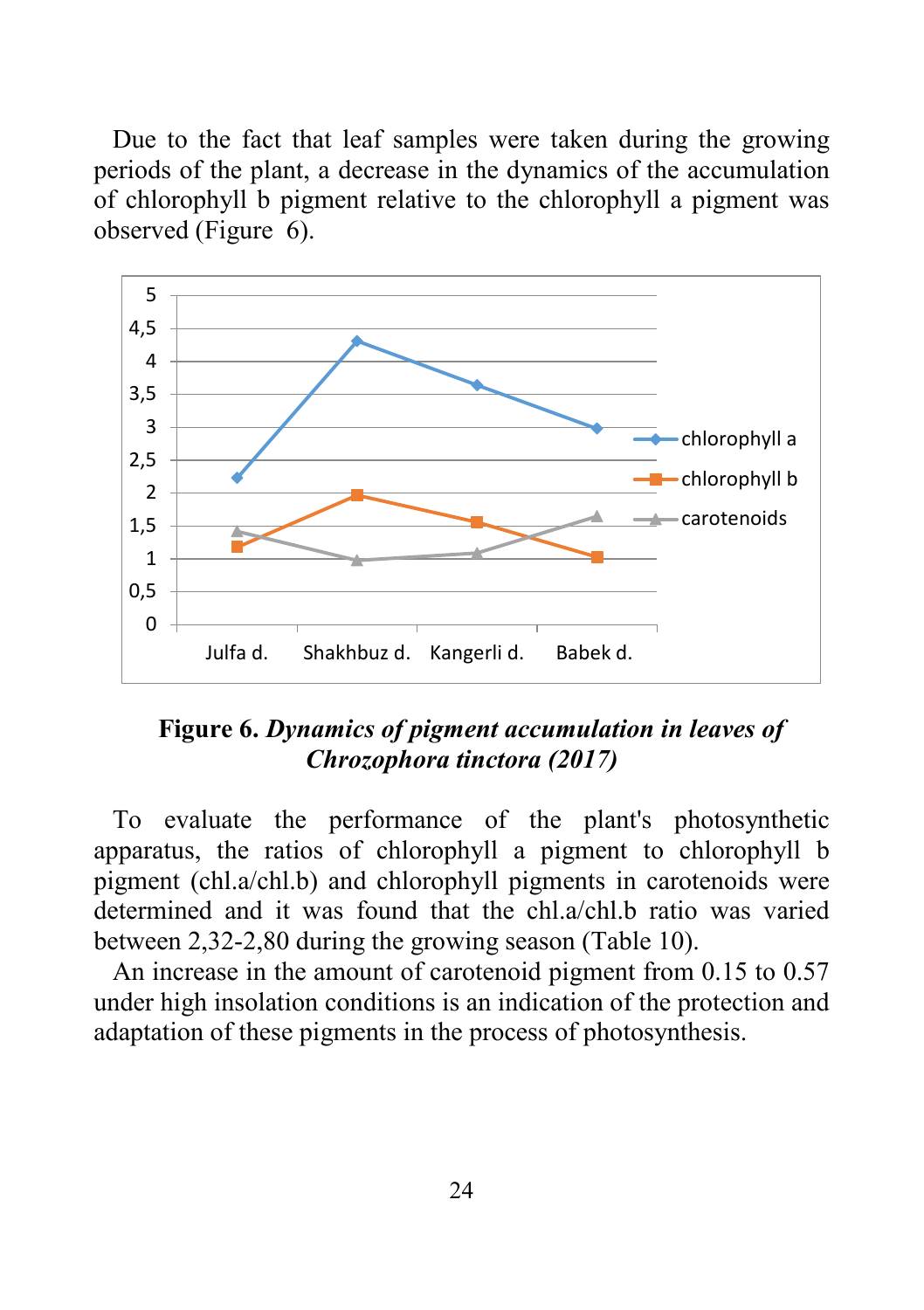Due to the fact that leaf samples were taken during the growing periods of the plant, a decrease in the dynamics of the accumulation of chlorophyll b pigment relative to the chlorophyll a pigment was observed (Figure 6).

**Figure 6.** ***Dynamics of pigment accumulation in leaves of Chrozophora tinctora (2017)***

To evaluate the performance of the plant's photosynthetic apparatus, the ratios of chlorophyll a pigment to chlorophyll b pigment (chl.a/chl.b) and chlorophyll pigments in carotenoids were determined and it was found that the chl.a/chl.b ratio was varied between 2,32-2,80 during the growing season (Table 10).

An increase in the amount of carotenoid pigment from 0.15 to 0.57 under high insolation conditions is an indication of the protection and adaptation of these pigments in the process of photosynthesis.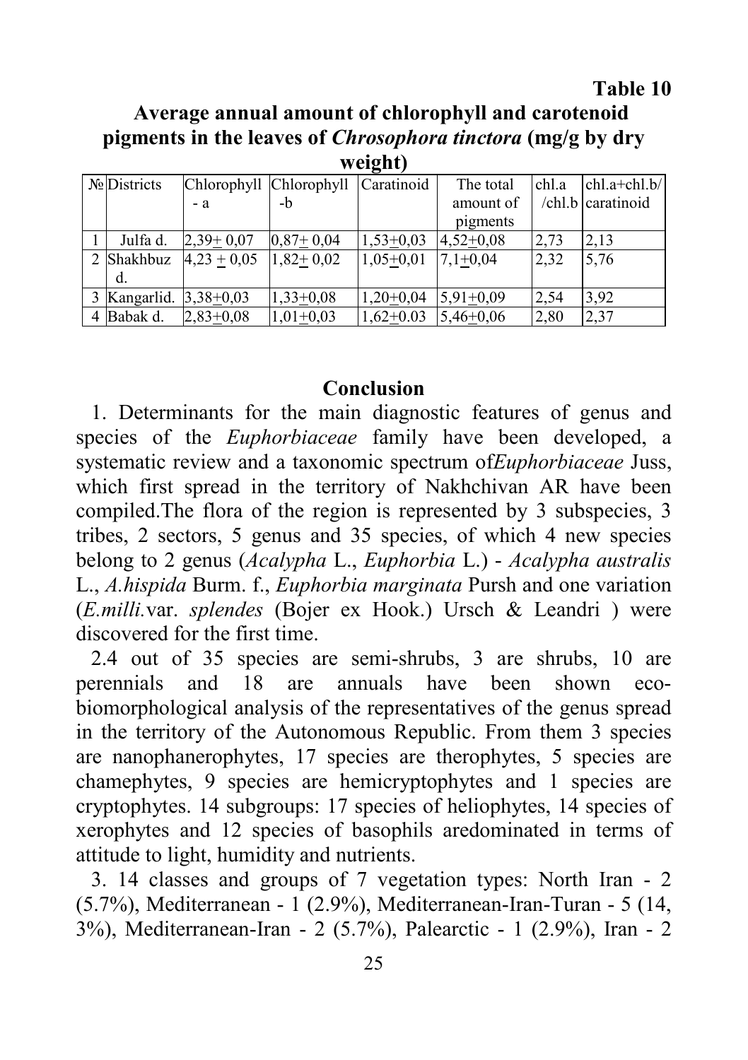**Table 10**

**Average annual amount of chlorophyll and carotenoid pigments in the leaves of *Chrosophora tinctora* (mg/g by dry weight)**

| № | Districts | Chlorophyll - a | Chlorophyll -b | Caratinoid | The total amount of pigments | chl.a /chl.b | chl.a+chl.b/ caratinoid |
|---|---|---|---|---|---|---|---|
| 1 | Julfa d. | 2,39± 0,07 | 0,87± 0,04 | 1,53±0,03 | 4,52±0,08 | 2,73 | 2,13 |
| 2 | Shakhbuz d. | 4,23 ± 0,05 | 1,82± 0,02 | 1,05±0,01 | 7,1±0,04 | 2,32 | 5,76 |
| 3 | Kangarlid. | 3,38±0,03 | 1,33±0,08 | 1,20±0,04 | 5,91±0,09 | 2,54 | 3,92 |
| 4 | Babak d. | 2,83±0,08 | 1,01±0,03 | 1,62±0.03 | 5,46±0,06 | 2,80 | 2,37 |

## Conclusion

1. Determinants for the main diagnostic features of genus and species of the *Euphorbiaceae* family have been developed, a systematic review and a taxonomic spectrum of*Euphorbiaceae* Juss, which first spread in the territory of Nakhchivan AR have been compiled.The flora of the region is represented by 3 subspecies, 3 tribes, 2 sectors, 5 genus and 35 species, of which 4 new species belong to 2 genus (*Acalypha* L., *Euphorbia* L.) - *Acalypha australis* L., *A.hispida* Burm. f., *Euphorbia marginata* Pursh and one variation (*E.milli.*var. *splendes* (Bojer ex Hook.) Ursch & Leandri ) were discovered for the first time.

2.4 out of 35 species are semi-shrubs, 3 are shrubs, 10 are perennials and 18 are annuals have been shown eco-biomorphological analysis of the representatives of the genus spread in the territory of the Autonomous Republic. From them 3 species are nanophanerophytes, 17 species are therophytes, 5 species are chamephytes, 9 species are hemicryptophytes and 1 species are cryptophytes. 14 subgroups: 17 species of heliophytes, 14 species of xerophytes and 12 species of basophils aredominated in terms of attitude to light, humidity and nutrients.

3. 14 classes and groups of 7 vegetation types: North Iran - 2 (5.7%), Mediterranean - 1 (2.9%), Mediterranean-Iran-Turan - 5 (14, 3%), Mediterranean-Iran - 2 (5.7%), Palearctic - 1 (2.9%), Iran - 2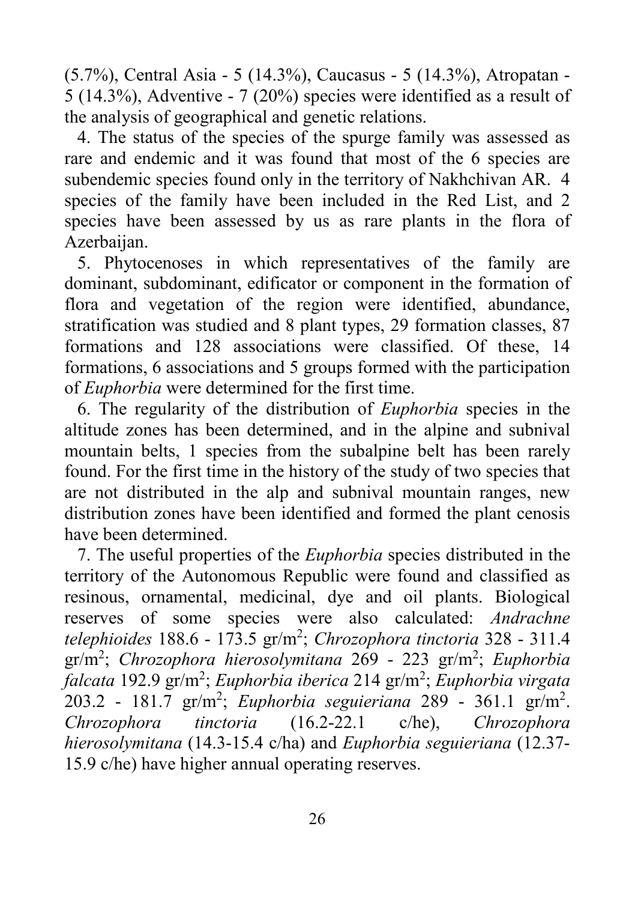(5.7%), Central Asia - 5 (14.3%), Caucasus - 5 (14.3%), Atropatan - 5 (14.3%), Adventive - 7 (20%) species were identified as a result of the analysis of geographical and genetic relations.

4. The status of the species of the spurge family was assessed as rare and endemic and it was found that most of the 6 species are subendemic species found only in the territory of Nakhchivan AR. 4 species of the family have been included in the Red List, and 2 species have been assessed by us as rare plants in the flora of Azerbaijan.

5. Phytocenoses in which representatives of the family are dominant, subdominant, edificator or component in the formation of flora and vegetation of the region were identified, abundance, stratification was studied and 8 plant types, 29 formation classes, 87 formations and 128 associations were classified. Of these, 14 formations, 6 associations and 5 groups formed with the participation of *Euphorbia* were determined for the first time.

6. The regularity of the distribution of *Euphorbia* species in the altitude zones has been determined, and in the alpine and subnival mountain belts, 1 species from the subalpine belt has been rarely found. For the first time in the history of the study of two species that are not distributed in the alp and subnival mountain ranges, new distribution zones have been identified and formed the plant cenosis have been determined.

7. The useful properties of the *Euphorbia* species distributed in the territory of the Autonomous Republic were found and classified as resinous, ornamental, medicinal, dye and oil plants. Biological reserves of some species were also calculated: *Andrachne telephioides* 188.6 - 173.5 gr/m$^2$; *Chrozophora tinctoria* 328 - 311.4 gr/m$^2$; *Chrozophora hierosolymitana* 269 - 223 gr/m$^2$; *Euphorbia falcata* 192.9 gr/m$^2$; *Euphorbia iberica* 214 gr/m$^2$; *Euphorbia virgata* 203.2 - 181.7 gr/m$^2$; *Euphorbia seguieriana* 289 - 361.1 gr/m$^2$. *Chrozophora tinctoria* (16.2-22.1 c/he), *Chrozophora hierosolymitana* (14.3-15.4 c/ha) and *Euphorbia seguieriana* (12.37-15.9 c/he) have higher annual operating reserves.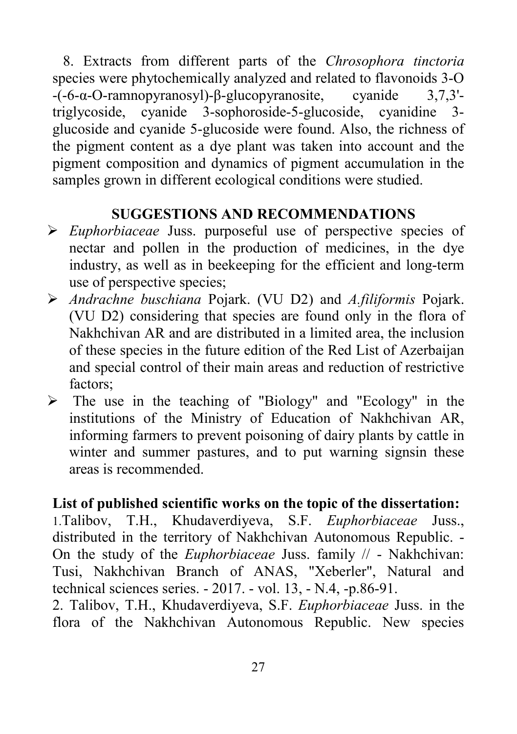8. Extracts from different parts of the *Chrosophora tinctoria* species were phytochemically analyzed and related to flavonoids 3-O -(-6-α-O-ramnopyranosyl)-β-glucopyranosite, cyanide 3,7,3'-triglycoside, cyanide 3-sophoroside-5-glucoside, cyanidine 3-glucoside and cyanide 5-glucoside were found. Also, the richness of the pigment content as a dye plant was taken into account and the pigment composition and dynamics of pigment accumulation in the samples grown in different ecological conditions were studied.

## SUGGESTIONS AND RECOMMENDATIONS

- *Euphorbiaceae* Juss. purposeful use of perspective species of nectar and pollen in the production of medicines, in the dye industry, as well as in beekeeping for the efficient and long-term use of perspective species;
- *Andrachne buschiana* Pojark. (VU D2) and *A.filiformis* Pojark. (VU D2) considering that species are found only in the flora of Nakhchivan AR and are distributed in a limited area, the inclusion of these species in the future edition of the Red List of Azerbaijan and special control of their main areas and reduction of restrictive factors;
- The use in the teaching of "Biology" and "Ecology" in the institutions of the Ministry of Education of Nakhchivan AR, informing farmers to prevent poisoning of dairy plants by cattle in winter and summer pastures, and to put warning signsin these areas is recommended.

**List of published scientific works on the topic of the dissertation:**

1. Talibov, T.H., Khudaverdiyeva, S.F. *Euphorbiaceae* Juss., distributed in the territory of Nakhchivan Autonomous Republic. - On the study of the *Euphorbiaceae* Juss. family // - Nakhchivan: Tusi, Nakhchivan Branch of ANAS, "Xeberler", Natural and technical sciences series. - 2017. - vol. 13, - N.4, -p.86-91.
2. Talibov, T.H., Khudaverdiyeva, S.F. *Euphorbiaceae* Juss. in the flora of the Nakhchivan Autonomous Republic. New species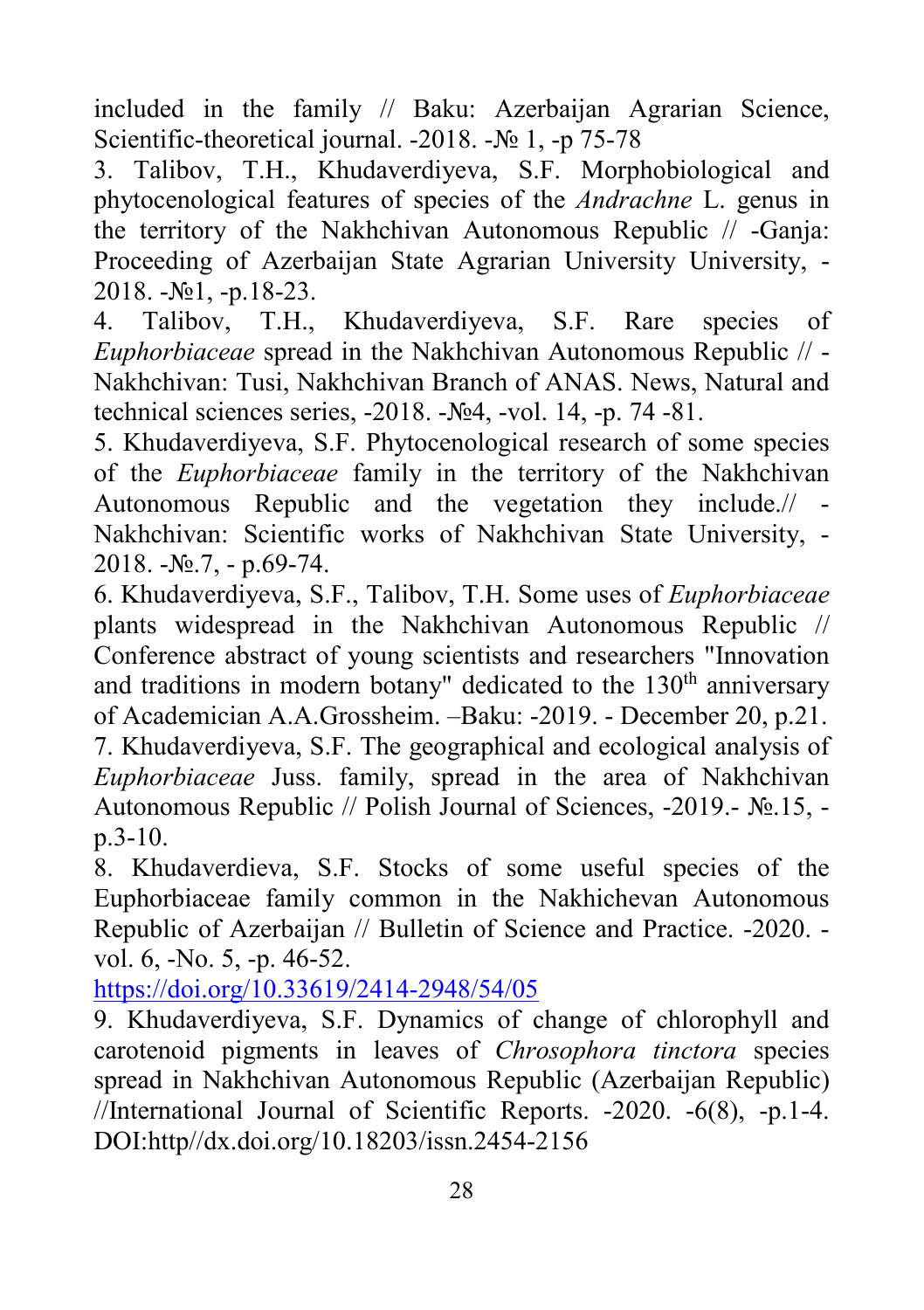included in the family // Baku: Azerbaijan Agrarian Science, Scientific-theoretical journal. -2018. -№ 1, -p 75-78

3. Talibov, T.H., Khudaverdiyeva, S.F. Morphobiological and phytocenological features of species of the *Andrachne* L. genus in the territory of the Nakhchivan Autonomous Republic // -Ganja: Proceeding of Azerbaijan State Agrarian University University, -2018. -№1, -p.18-23.

4. Talibov, T.H., Khudaverdiyeva, S.F. Rare species of *Euphorbiaceae* spread in the Nakhchivan Autonomous Republic // -Nakhchivan: Tusi, Nakhchivan Branch of ANAS. News, Natural and technical sciences series, -2018. -№4, -vol. 14, -p. 74 -81.

5. Khudaverdiyeva, S.F. Phytocenological research of some species of the *Euphorbiaceae* family in the territory of the Nakhchivan Autonomous Republic and the vegetation they include.// -Nakhchivan: Scientific works of Nakhchivan State University, -2018. -№.7, - p.69-74.

6. Khudaverdiyeva, S.F., Talibov, T.H. Some uses of *Euphorbiaceae* plants widespread in the Nakhchivan Autonomous Republic // Conference abstract of young scientists and researchers "Innovation and traditions in modern botany" dedicated to the 130th anniversary of Academician A.A.Grossheim. –Baku: -2019. - December 20, p.21.

7. Khudaverdiyeva, S.F. The geographical and ecological analysis of *Euphorbiaceae* Juss. family, spread in the area of Nakhchivan Autonomous Republic // Polish Journal of Sciences, -2019.- №.15, -p.3-10.

8. Khudaverdieva, S.F. Stocks of some useful species of the Euphorbiaceae family common in the Nakhichevan Autonomous Republic of Azerbaijan // Bulletin of Science and Practice. -2020. -vol. 6, -No. 5, -p. 46-52.
https://doi.org/10.33619/2414-2948/54/05

9. Khudaverdiyeva, S.F. Dynamics of change of chlorophyll and carotenoid pigments in leaves of *Chrosophora tinctora* species spread in Nakhchivan Autonomous Republic (Azerbaijan Republic) //International Journal of Scientific Reports. -2020. -6(8), -p.1-4. DOI:http//dx.doi.org/10.18203/issn.2454-2156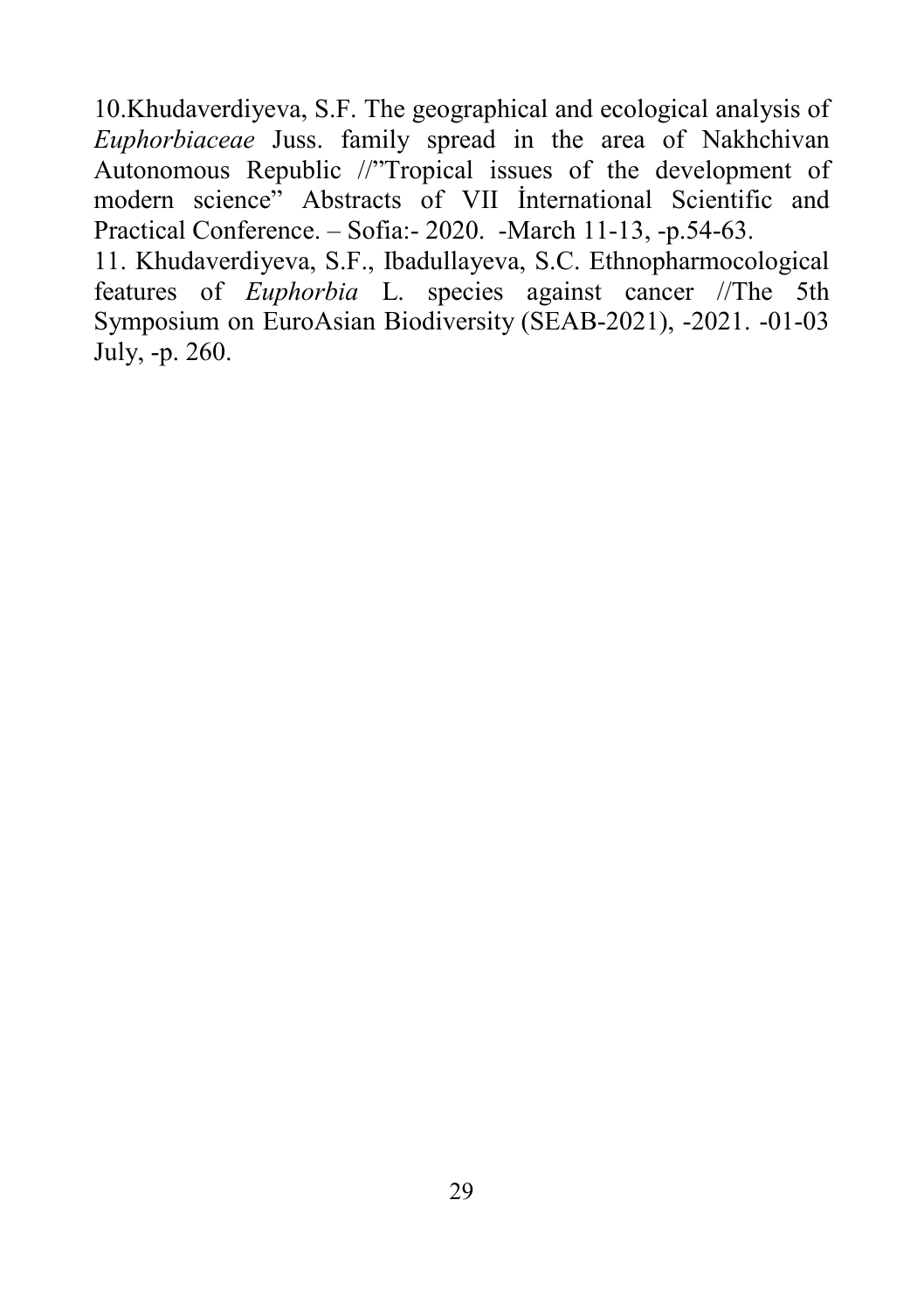10.Khudaverdiyeva, S.F. The geographical and ecological analysis of *Euphorbiaceae* Juss. family spread in the area of Nakhchivan Autonomous Republic //"Tropical issues of the development of modern science" Abstracts of VII İnternational Scientific and Practical Conference. – Sofia:- 2020. -March 11-13, -p.54-63.

11. Khudaverdiyeva, S.F., Ibadullayeva, S.C. Ethnopharmocological features of *Euphorbia* L. species against cancer //The 5th Symposium on EuroAsian Biodiversity (SEAB-2021), -2021. -01-03 July, -p. 260.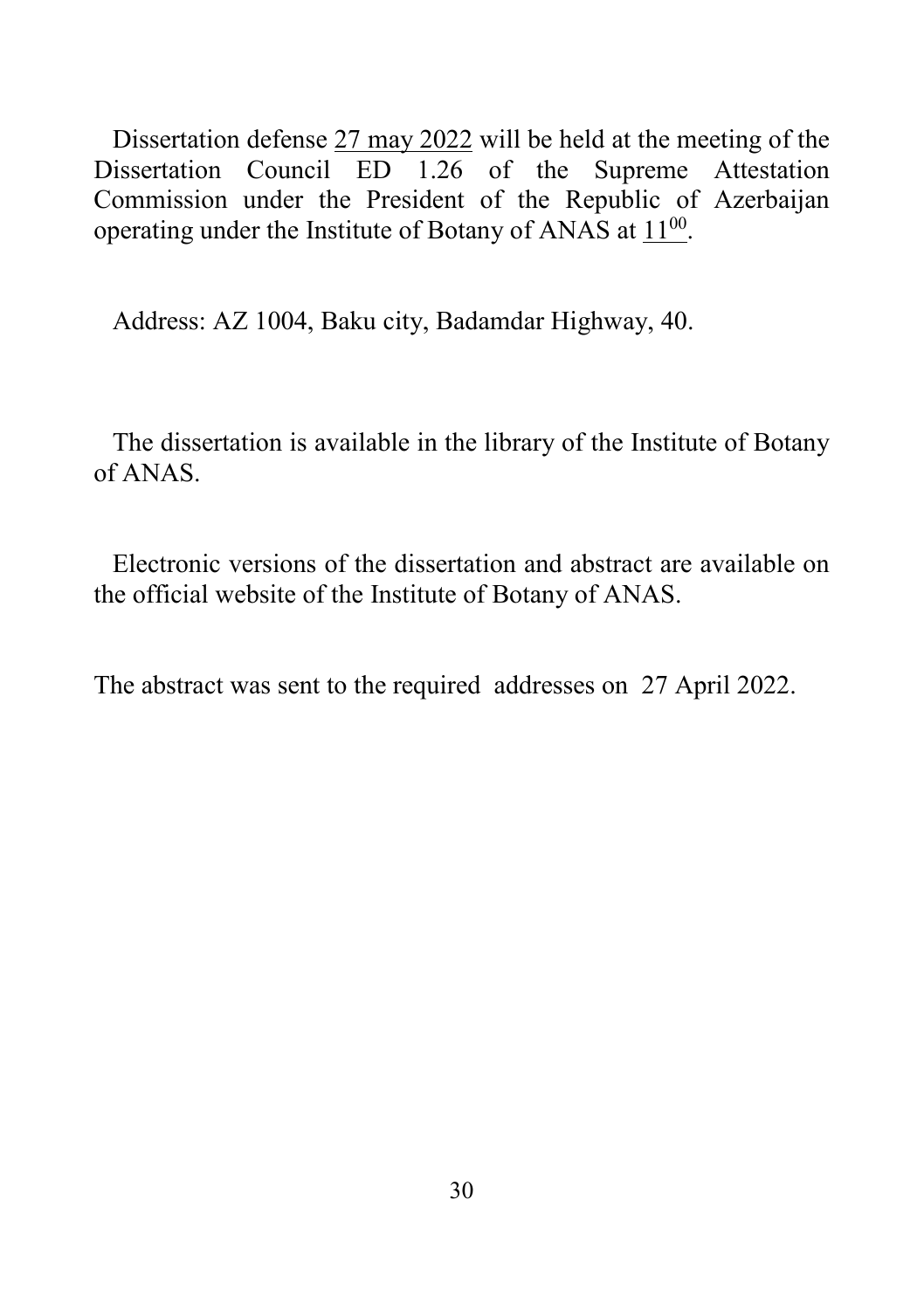Dissertation defense 27 may 2022 will be held at the meeting of the Dissertation Council ED 1.26 of the Supreme Attestation Commission under the President of the Republic of Azerbaijan operating under the Institute of Botany of ANAS at $11^{00}$.

Address: AZ 1004, Baku city, Badamdar Highway, 40.

The dissertation is available in the library of the Institute of Botany of ANAS.

Electronic versions of the dissertation and abstract are available on the official website of the Institute of Botany of ANAS.

The abstract was sent to the required addresses on 27 April 2022.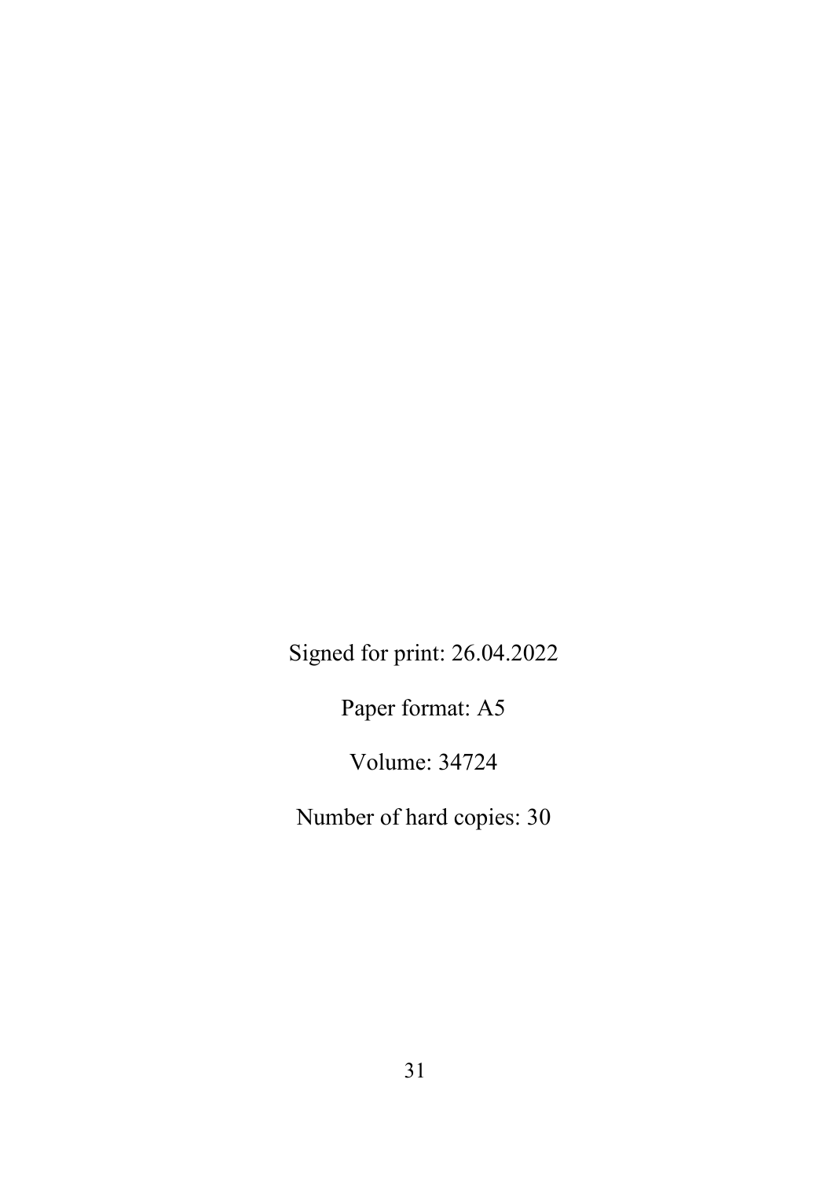Signed for print: 26.04.2022

Paper format: A5

Volume: 34724

Number of hard copies: 30